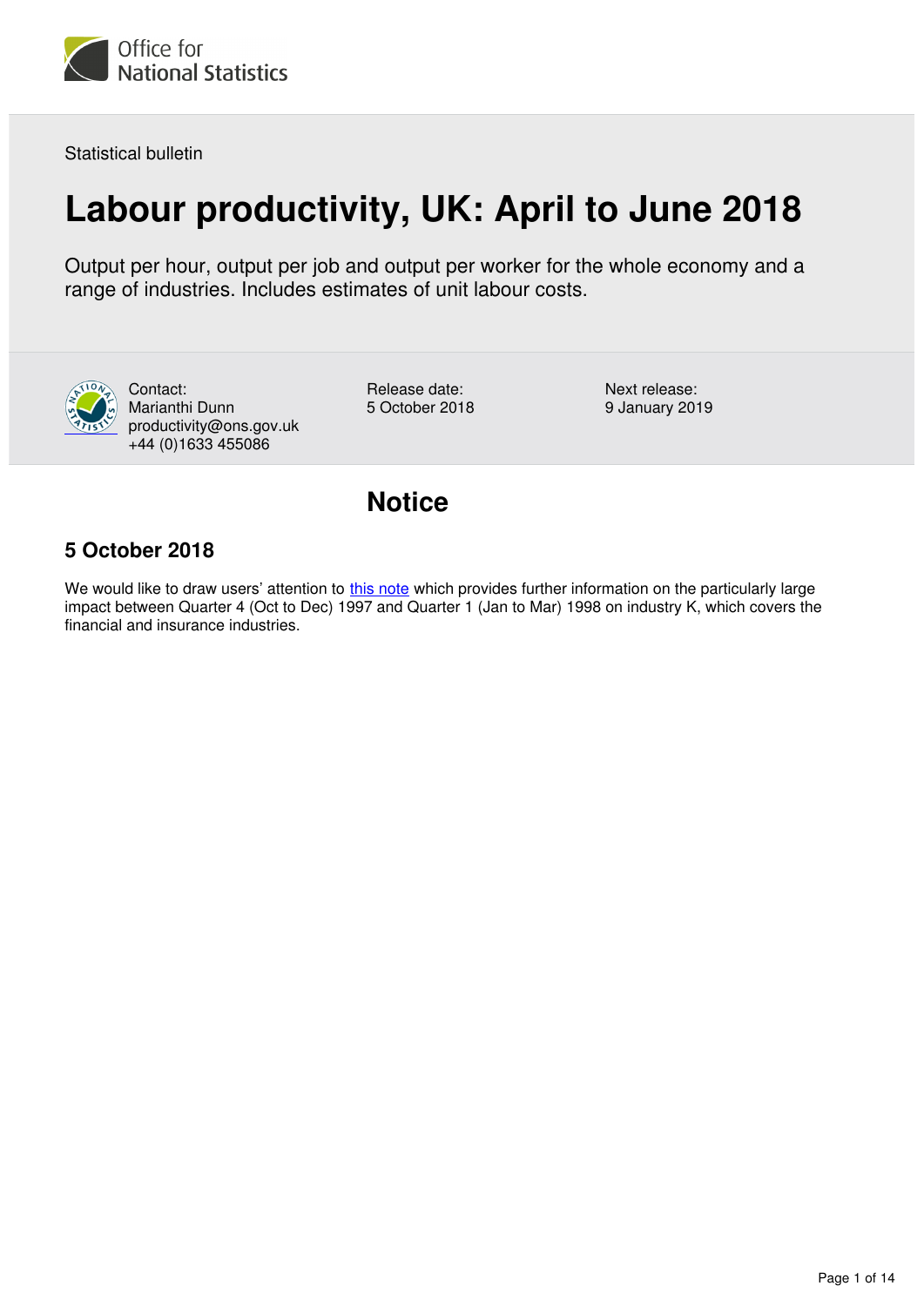Statistical bulletin

# Labour productivity, UK: April to June 2018

Output per hour, output per job and output per worker for the whole economy and a range of industries. Includes estimates of unit labour costs.

Contact:
Marianthi Dunn
productivity@ons.gov.uk
+44 (0)1633 455086

Release date:
5 October 2018

Next release:
9 January 2019

## Notice

### 5 October 2018

We would like to draw users' attention to this note which provides further information on the particularly large impact between Quarter 4 (Oct to Dec) 1997 and Quarter 1 (Jan to Mar) 1998 on industry K, which covers the financial and insurance industries.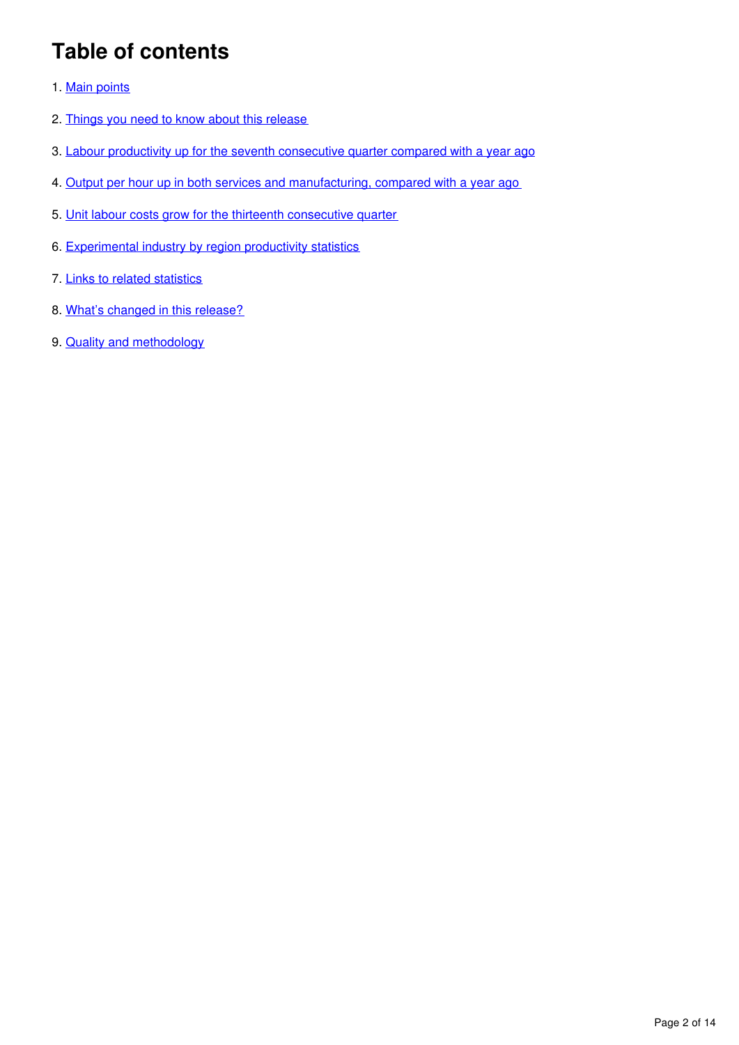# Table of contents

1. Main points
2. Things you need to know about this release
3. Labour productivity up for the seventh consecutive quarter compared with a year ago
4. Output per hour up in both services and manufacturing, compared with a year ago
5. Unit labour costs grow for the thirteenth consecutive quarter
6. Experimental industry by region productivity statistics
7. Links to related statistics
8. What's changed in this release?
9. Quality and methodology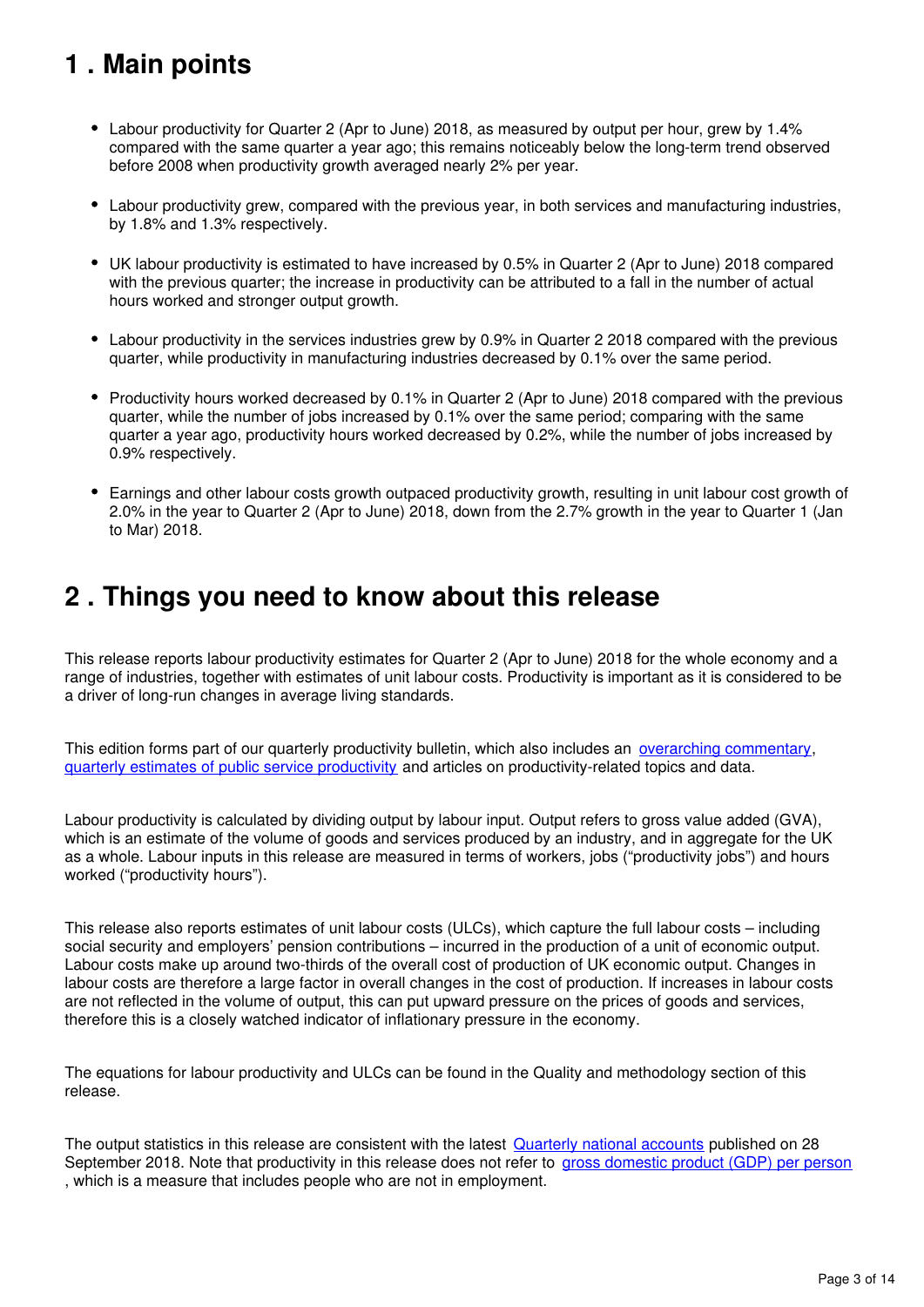## 1 . Main points

- Labour productivity for Quarter 2 (Apr to June) 2018, as measured by output per hour, grew by 1.4% compared with the same quarter a year ago; this remains noticeably below the long-term trend observed before 2008 when productivity growth averaged nearly 2% per year.
- Labour productivity grew, compared with the previous year, in both services and manufacturing industries, by 1.8% and 1.3% respectively.
- UK labour productivity is estimated to have increased by 0.5% in Quarter 2 (Apr to June) 2018 compared with the previous quarter; the increase in productivity can be attributed to a fall in the number of actual hours worked and stronger output growth.
- Labour productivity in the services industries grew by 0.9% in Quarter 2 2018 compared with the previous quarter, while productivity in manufacturing industries decreased by 0.1% over the same period.
- Productivity hours worked decreased by 0.1% in Quarter 2 (Apr to June) 2018 compared with the previous quarter, while the number of jobs increased by 0.1% over the same period; comparing with the same quarter a year ago, productivity hours worked decreased by 0.2%, while the number of jobs increased by 0.9% respectively.
- Earnings and other labour costs growth outpaced productivity growth, resulting in unit labour cost growth of 2.0% in the year to Quarter 2 (Apr to June) 2018, down from the 2.7% growth in the year to Quarter 1 (Jan to Mar) 2018.

## 2 . Things you need to know about this release

This release reports labour productivity estimates for Quarter 2 (Apr to June) 2018 for the whole economy and a range of industries, together with estimates of unit labour costs. Productivity is important as it is considered to be a driver of long-run changes in average living standards.

This edition forms part of our quarterly productivity bulletin, which also includes an overarching commentary, quarterly estimates of public service productivity and articles on productivity-related topics and data.

Labour productivity is calculated by dividing output by labour input. Output refers to gross value added (GVA), which is an estimate of the volume of goods and services produced by an industry, and in aggregate for the UK as a whole. Labour inputs in this release are measured in terms of workers, jobs ("productivity jobs") and hours worked ("productivity hours").

This release also reports estimates of unit labour costs (ULCs), which capture the full labour costs – including social security and employers' pension contributions – incurred in the production of a unit of economic output. Labour costs make up around two-thirds of the overall cost of production of UK economic output. Changes in labour costs are therefore a large factor in overall changes in the cost of production. If increases in labour costs are not reflected in the volume of output, this can put upward pressure on the prices of goods and services, therefore this is a closely watched indicator of inflationary pressure in the economy.

The equations for labour productivity and ULCs can be found in the Quality and methodology section of this release.

The output statistics in this release are consistent with the latest Quarterly national accounts published on 28 September 2018. Note that productivity in this release does not refer to gross domestic product (GDP) per person, which is a measure that includes people who are not in employment.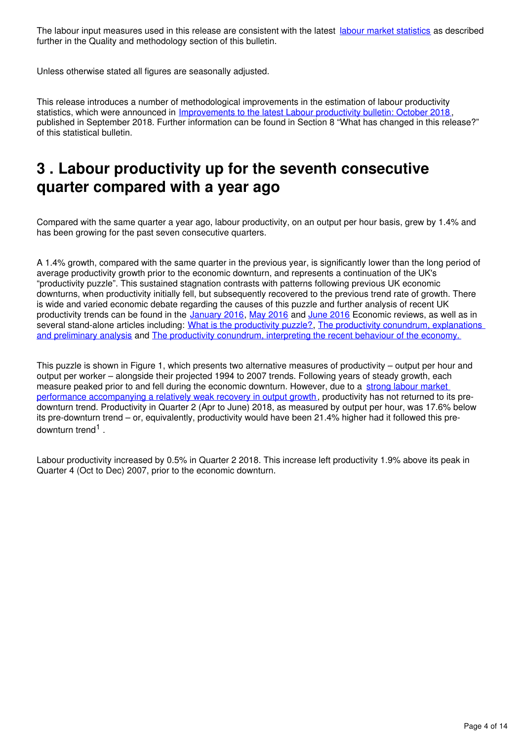The labour input measures used in this release are consistent with the latest labour market statistics as described further in the Quality and methodology section of this bulletin.

Unless otherwise stated all figures are seasonally adjusted.

This release introduces a number of methodological improvements in the estimation of labour productivity statistics, which were announced in Improvements to the latest Labour productivity bulletin: October 2018, published in September 2018. Further information can be found in Section 8 "What has changed in this release?" of this statistical bulletin.

# 3 . Labour productivity up for the seventh consecutive quarter compared with a year ago

Compared with the same quarter a year ago, labour productivity, on an output per hour basis, grew by 1.4% and has been growing for the past seven consecutive quarters.

A 1.4% growth, compared with the same quarter in the previous year, is significantly lower than the long period of average productivity growth prior to the economic downturn, and represents a continuation of the UK's "productivity puzzle". This sustained stagnation contrasts with patterns following previous UK economic downturns, when productivity initially fell, but subsequently recovered to the previous trend rate of growth. There is wide and varied economic debate regarding the causes of this puzzle and further analysis of recent UK productivity trends can be found in the January 2016, May 2016 and June 2016 Economic reviews, as well as in several stand-alone articles including: What is the productivity puzzle?, The productivity conundrum, explanations and preliminary analysis and The productivity conundrum, interpreting the recent behaviour of the economy.

This puzzle is shown in Figure 1, which presents two alternative measures of productivity – output per hour and output per worker – alongside their projected 1994 to 2007 trends. Following years of steady growth, each measure peaked prior to and fell during the economic downturn. However, due to a strong labour market performance accompanying a relatively weak recovery in output growth, productivity has not returned to its pre-downturn trend. Productivity in Quarter 2 (Apr to June) 2018, as measured by output per hour, was 17.6% below its pre-downturn trend – or, equivalently, productivity would have been 21.4% higher had it followed this pre-downturn trend[1] .

Labour productivity increased by 0.5% in Quarter 2 2018. This increase left productivity 1.9% above its peak in Quarter 4 (Oct to Dec) 2007, prior to the economic downturn.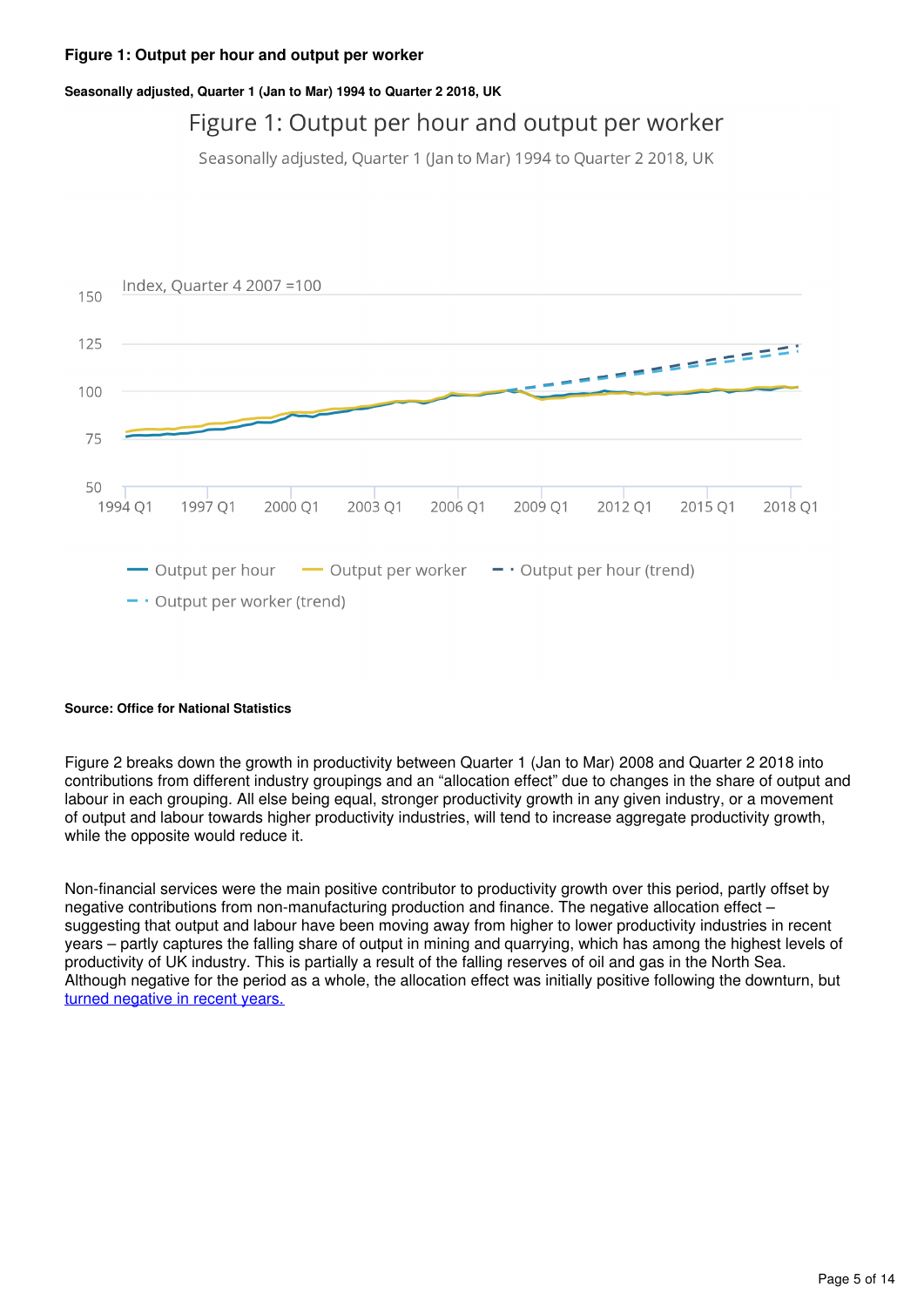**Figure 1: Output per hour and output per worker**

**Seasonally adjusted, Quarter 1 (Jan to Mar) 1994 to Quarter 2 2018, UK**

**Source: Office for National Statistics**

Figure 2 breaks down the growth in productivity between Quarter 1 (Jan to Mar) 2008 and Quarter 2 2018 into contributions from different industry groupings and an "allocation effect" due to changes in the share of output and labour in each grouping. All else being equal, stronger productivity growth in any given industry, or a movement of output and labour towards higher productivity industries, will tend to increase aggregate productivity growth, while the opposite would reduce it.

Non-financial services were the main positive contributor to productivity growth over this period, partly offset by negative contributions from non-manufacturing production and finance. The negative allocation effect – suggesting that output and labour have been moving away from higher to lower productivity industries in recent years – partly captures the falling share of output in mining and quarrying, which has among the highest levels of productivity of UK industry. This is partially a result of the falling reserves of oil and gas in the North Sea. Although negative for the period as a whole, the allocation effect was initially positive following the downturn, but turned negative in recent years.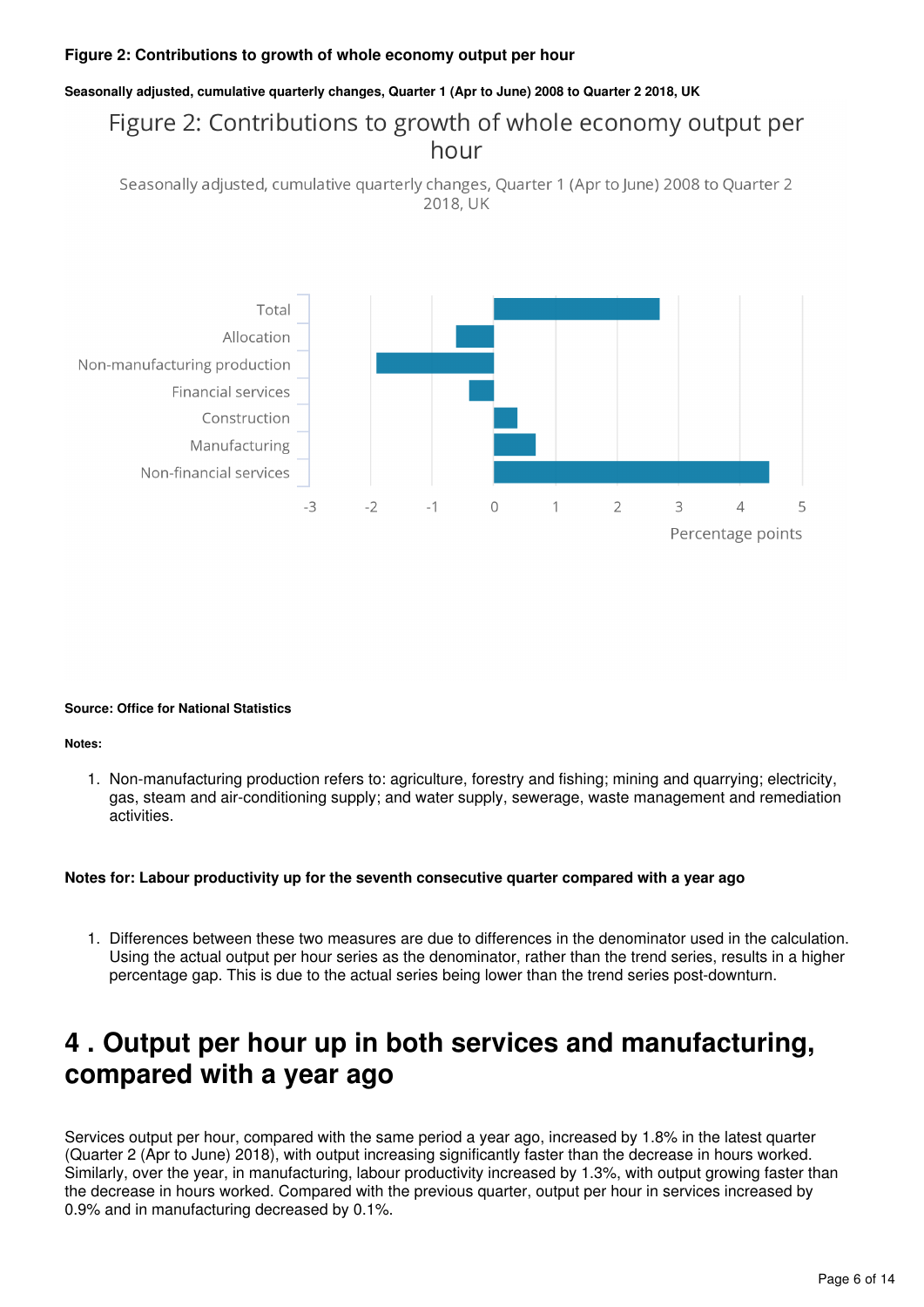**Figure 2: Contributions to growth of whole economy output per hour**

**Seasonally adjusted, cumulative quarterly changes, Quarter 1 (Apr to June) 2008 to Quarter 2 2018, UK**

Figure 2: Contributions to growth of whole economy output per hour

Seasonally adjusted, cumulative quarterly changes, Quarter 1 (Apr to June) 2008 to Quarter 2 2018, UK

**Source: Office for National Statistics**

**Notes:**

1. Non-manufacturing production refers to: agriculture, forestry and fishing; mining and quarrying; electricity, gas, steam and air-conditioning supply; and water supply, sewerage, waste management and remediation activities.

**Notes for: Labour productivity up for the seventh consecutive quarter compared with a year ago**

1. Differences between these two measures are due to differences in the denominator used in the calculation. Using the actual output per hour series as the denominator, rather than the trend series, results in a higher percentage gap. This is due to the actual series being lower than the trend series post-downturn.

# 4 . Output per hour up in both services and manufacturing, compared with a year ago

Services output per hour, compared with the same period a year ago, increased by 1.8% in the latest quarter (Quarter 2 (Apr to June) 2018), with output increasing significantly faster than the decrease in hours worked. Similarly, over the year, in manufacturing, labour productivity increased by 1.3%, with output growing faster than the decrease in hours worked. Compared with the previous quarter, output per hour in services increased by 0.9% and in manufacturing decreased by 0.1%.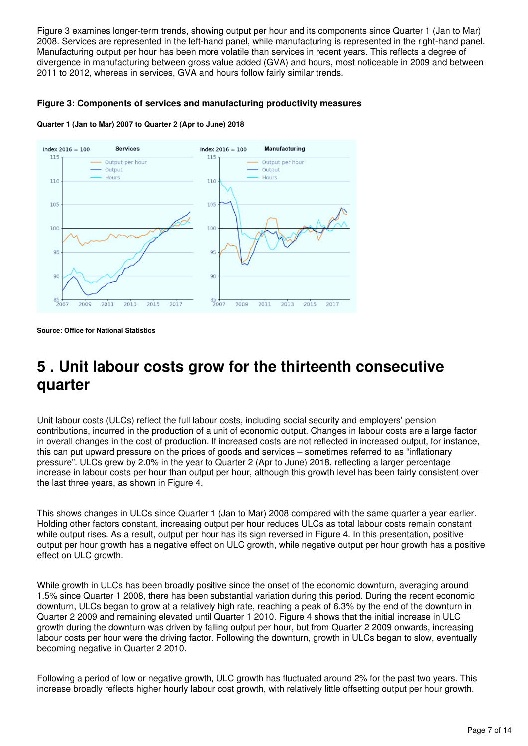Figure 3 examines longer-term trends, showing output per hour and its components since Quarter 1 (Jan to Mar) 2008. Services are represented in the left-hand panel, while manufacturing is represented in the right-hand panel. Manufacturing output per hour has been more volatile than services in recent years. This reflects a degree of divergence in manufacturing between gross value added (GVA) and hours, most noticeable in 2009 and between 2011 to 2012, whereas in services, GVA and hours follow fairly similar trends.

**Figure 3: Components of services and manufacturing productivity measures**

**Quarter 1 (Jan to Mar) 2007 to Quarter 2 (Apr to June) 2018**

**Source: Office for National Statistics**

# 5 . Unit labour costs grow for the thirteenth consecutive quarter

Unit labour costs (ULCs) reflect the full labour costs, including social security and employers' pension contributions, incurred in the production of a unit of economic output. Changes in labour costs are a large factor in overall changes in the cost of production. If increased costs are not reflected in increased output, for instance, this can put upward pressure on the prices of goods and services – sometimes referred to as "inflationary pressure". ULCs grew by 2.0% in the year to Quarter 2 (Apr to June) 2018, reflecting a larger percentage increase in labour costs per hour than output per hour, although this growth level has been fairly consistent over the last three years, as shown in Figure 4.

This shows changes in ULCs since Quarter 1 (Jan to Mar) 2008 compared with the same quarter a year earlier. Holding other factors constant, increasing output per hour reduces ULCs as total labour costs remain constant while output rises. As a result, output per hour has its sign reversed in Figure 4. In this presentation, positive output per hour growth has a negative effect on ULC growth, while negative output per hour growth has a positive effect on ULC growth.

While growth in ULCs has been broadly positive since the onset of the economic downturn, averaging around 1.5% since Quarter 1 2008, there has been substantial variation during this period. During the recent economic downturn, ULCs began to grow at a relatively high rate, reaching a peak of 6.3% by the end of the downturn in Quarter 2 2009 and remaining elevated until Quarter 1 2010. Figure 4 shows that the initial increase in ULC growth during the downturn was driven by falling output per hour, but from Quarter 2 2009 onwards, increasing labour costs per hour were the driving factor. Following the downturn, growth in ULCs began to slow, eventually becoming negative in Quarter 2 2010.

Following a period of low or negative growth, ULC growth has fluctuated around 2% for the past two years. This increase broadly reflects higher hourly labour cost growth, with relatively little offsetting output per hour growth.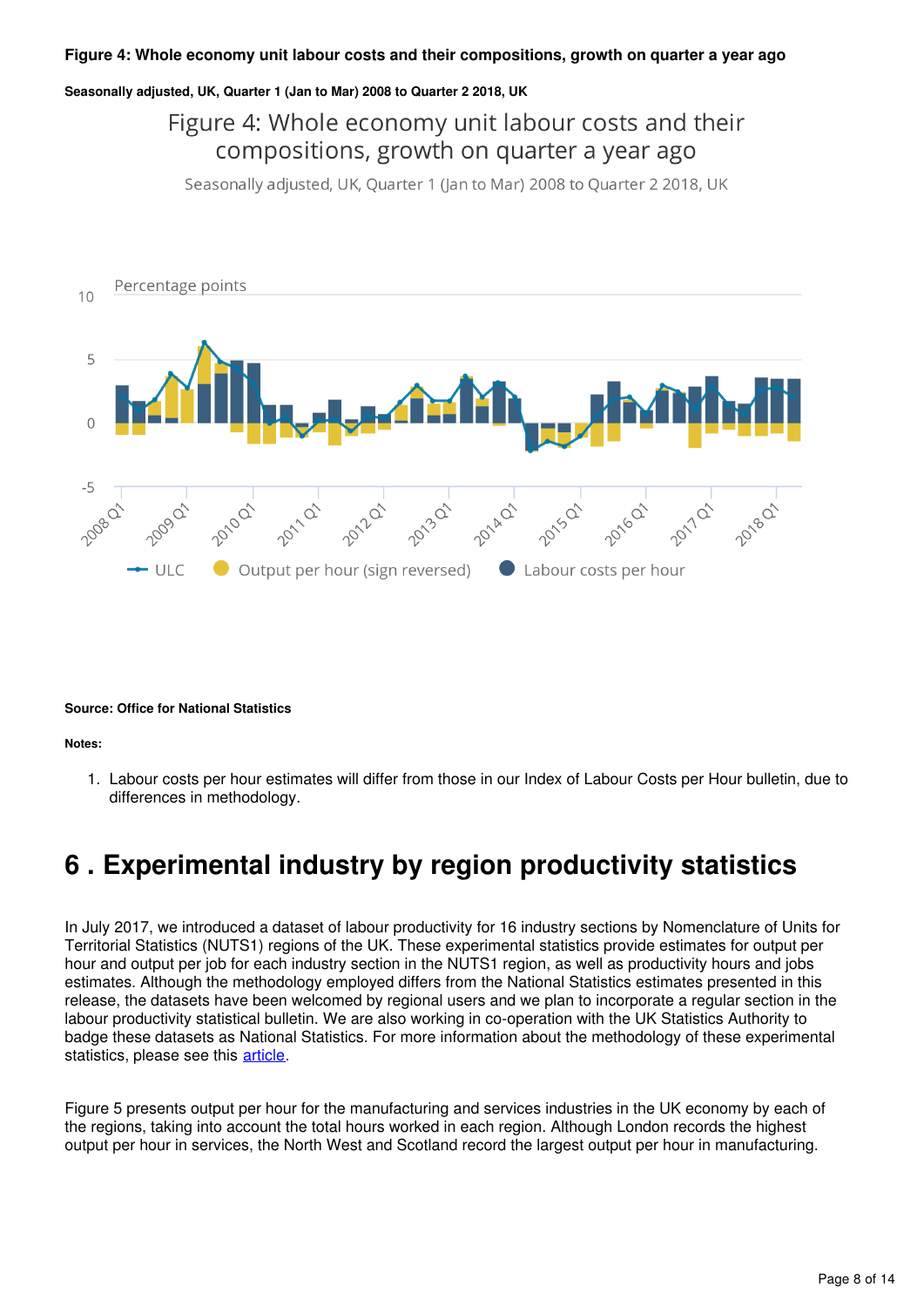**Figure 4: Whole economy unit labour costs and their compositions, growth on quarter a year ago**

**Seasonally adjusted, UK, Quarter 1 (Jan to Mar) 2008 to Quarter 2 2018, UK**

**Source: Office for National Statistics**

**Notes:**

1. Labour costs per hour estimates will differ from those in our Index of Labour Costs per Hour bulletin, due to differences in methodology.

# 6 . Experimental industry by region productivity statistics

In July 2017, we introduced a dataset of labour productivity for 16 industry sections by Nomenclature of Units for Territorial Statistics (NUTS1) regions of the UK. These experimental statistics provide estimates for output per hour and output per job for each industry section in the NUTS1 region, as well as productivity hours and jobs estimates. Although the methodology employed differs from the National Statistics estimates presented in this release, the datasets have been welcomed by regional users and we plan to incorporate a regular section in the labour productivity statistical bulletin. We are also working in co-operation with the UK Statistics Authority to badge these datasets as National Statistics. For more information about the methodology of these experimental statistics, please see this article.

Figure 5 presents output per hour for the manufacturing and services industries in the UK economy by each of the regions, taking into account the total hours worked in each region. Although London records the highest output per hour in services, the North West and Scotland record the largest output per hour in manufacturing.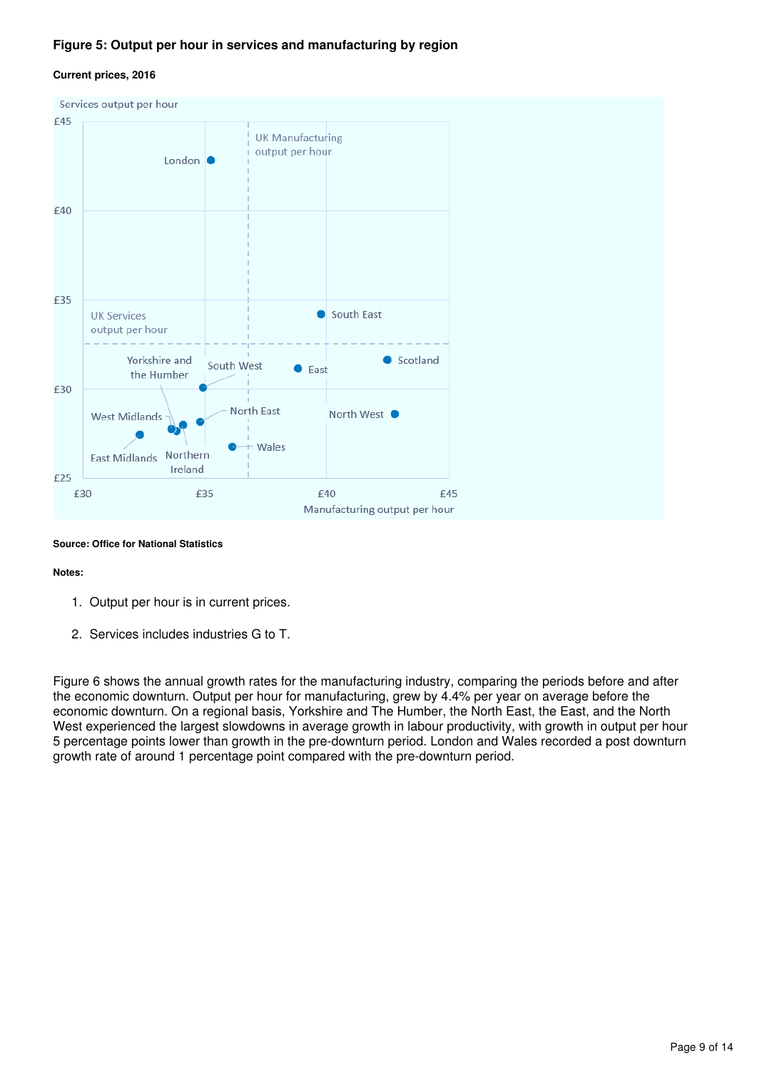### Figure 5: Output per hour in services and manufacturing by region

#### Current prices, 2016

Services output per hour

£45

£40

£35

£30

£25

£30 £35 £40 £45

Manufacturing output per hour

UK Manufacturing output per hour

UK Services output per hour

London

South East

Scotland

East

North West

Yorkshire and the Humber

South West

North East

West Midlands

East Midlands

Northern Ireland

Wales

**Source: Office for National Statistics**

**Notes:**

1. Output per hour is in current prices.
2. Services includes industries G to T.

Figure 6 shows the annual growth rates for the manufacturing industry, comparing the periods before and after the economic downturn. Output per hour for manufacturing, grew by 4.4% per year on average before the economic downturn. On a regional basis, Yorkshire and The Humber, the North East, the East, and the North West experienced the largest slowdowns in average growth in labour productivity, with growth in output per hour 5 percentage points lower than growth in the pre-downturn period. London and Wales recorded a post downturn growth rate of around 1 percentage point compared with the pre-downturn period.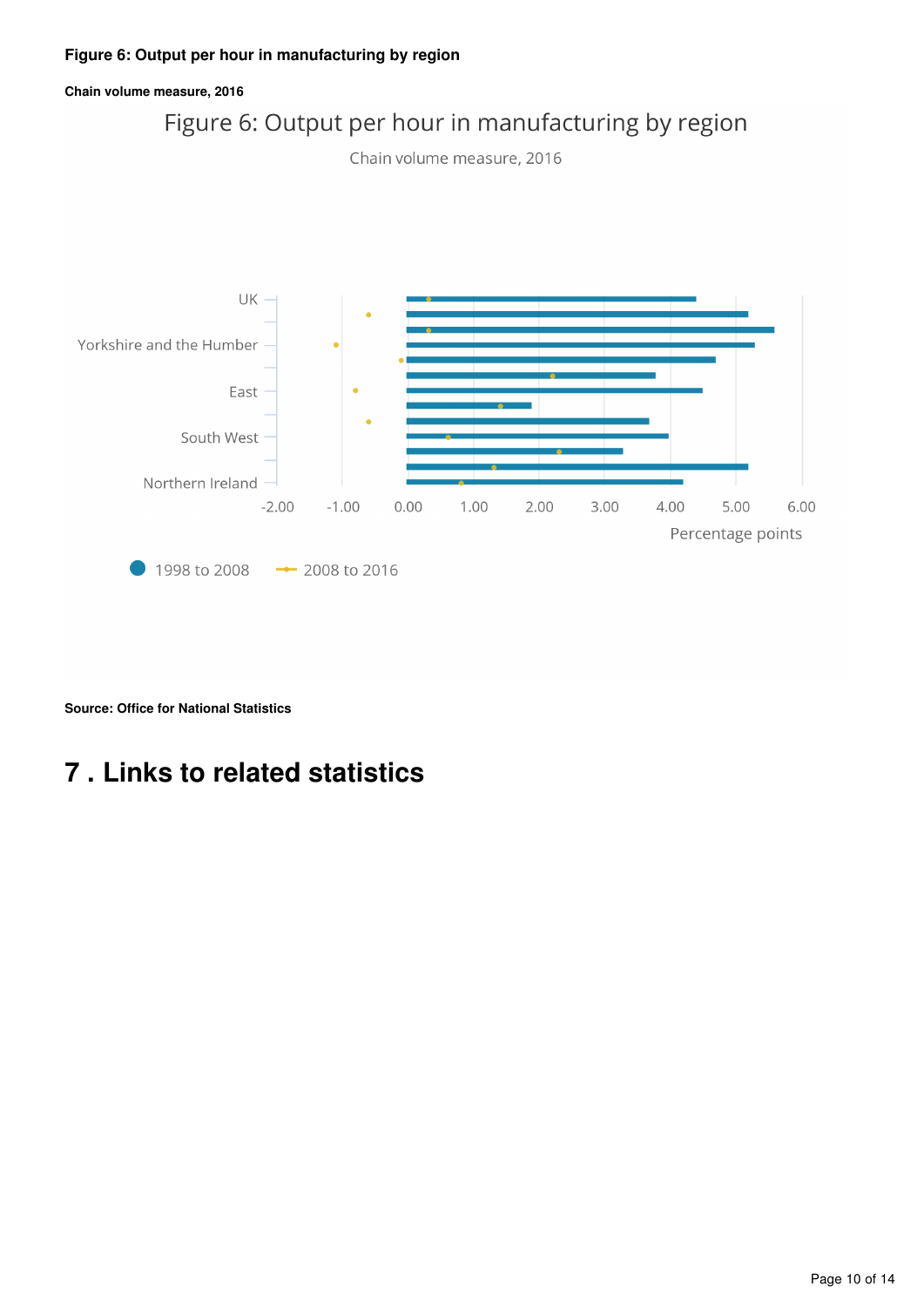### Figure 6: Output per hour in manufacturing by region

**Chain volume measure, 2016**

Figure 6: Output per hour in manufacturing by region

Chain volume measure, 2016

UK

Yorkshire and the Humber

East

South West

Northern Ireland

-2.00 -1.00 0.00 1.00 2.00 3.00 4.00 5.00 6.00

Percentage points

1998 to 2008 2008 to 2016

**Source: Office for National Statistics**

## 7 . Links to related statistics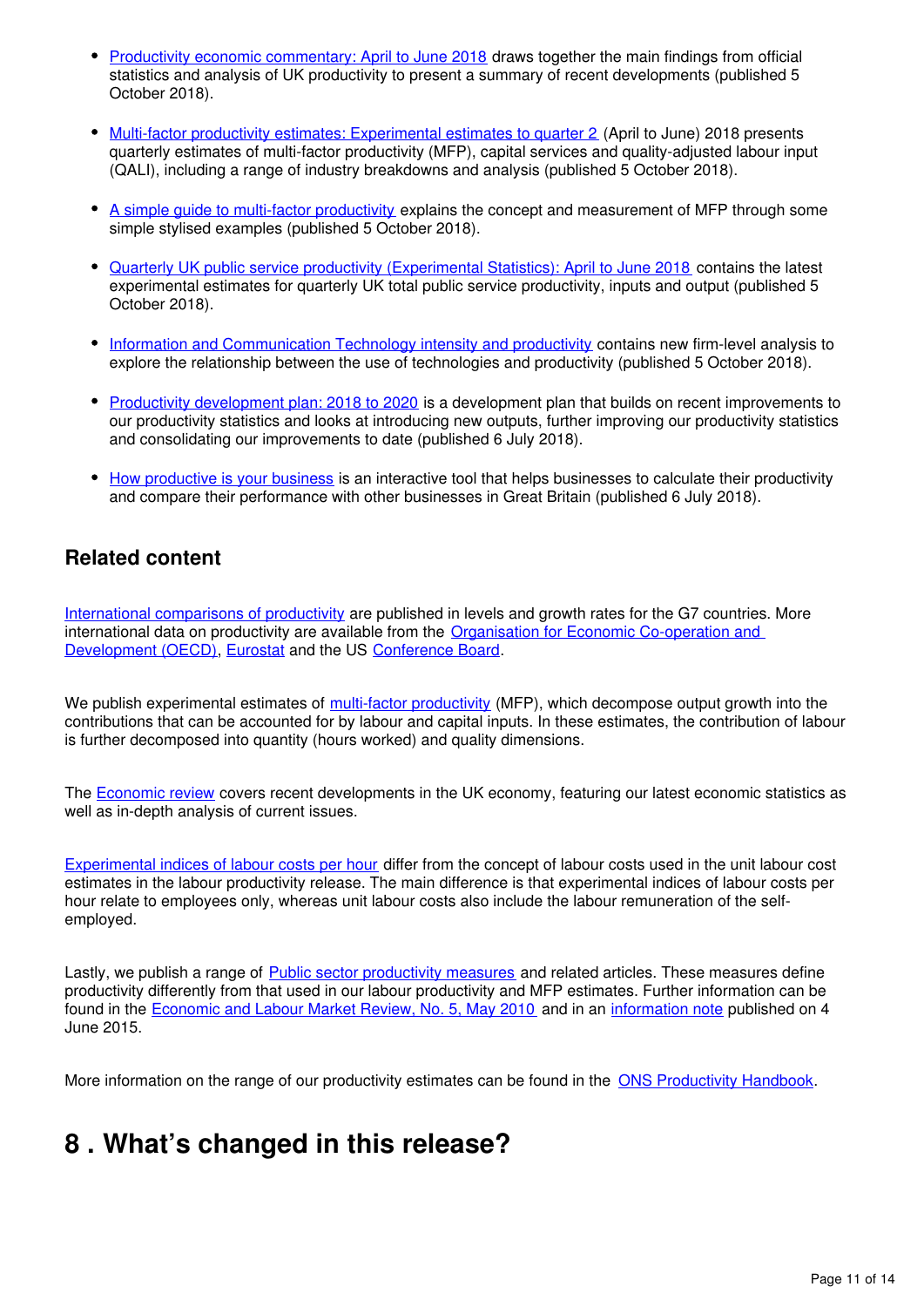- Productivity economic commentary: April to June 2018 draws together the main findings from official statistics and analysis of UK productivity to present a summary of recent developments (published 5 October 2018).
- Multi-factor productivity estimates: Experimental estimates to quarter 2 (April to June) 2018 presents quarterly estimates of multi-factor productivity (MFP), capital services and quality-adjusted labour input (QALI), including a range of industry breakdowns and analysis (published 5 October 2018).
- A simple guide to multi-factor productivity explains the concept and measurement of MFP through some simple stylised examples (published 5 October 2018).
- Quarterly UK public service productivity (Experimental Statistics): April to June 2018 contains the latest experimental estimates for quarterly UK total public service productivity, inputs and output (published 5 October 2018).
- Information and Communication Technology intensity and productivity contains new firm-level analysis to explore the relationship between the use of technologies and productivity (published 5 October 2018).
- Productivity development plan: 2018 to 2020 is a development plan that builds on recent improvements to our productivity statistics and looks at introducing new outputs, further improving our productivity statistics and consolidating our improvements to date (published 6 July 2018).
- How productive is your business is an interactive tool that helps businesses to calculate their productivity and compare their performance with other businesses in Great Britain (published 6 July 2018).

### Related content

International comparisons of productivity are published in levels and growth rates for the G7 countries. More international data on productivity are available from the Organisation for Economic Co-operation and Development (OECD), Eurostat and the US Conference Board.

We publish experimental estimates of multi-factor productivity (MFP), which decompose output growth into the contributions that can be accounted for by labour and capital inputs. In these estimates, the contribution of labour is further decomposed into quantity (hours worked) and quality dimensions.

The Economic review covers recent developments in the UK economy, featuring our latest economic statistics as well as in-depth analysis of current issues.

Experimental indices of labour costs per hour differ from the concept of labour costs used in the unit labour cost estimates in the labour productivity release. The main difference is that experimental indices of labour costs per hour relate to employees only, whereas unit labour costs also include the labour remuneration of the self-employed.

Lastly, we publish a range of Public sector productivity measures and related articles. These measures define productivity differently from that used in our labour productivity and MFP estimates. Further information can be found in the Economic and Labour Market Review, No. 5, May 2010 and in an information note published on 4 June 2015.

More information on the range of our productivity estimates can be found in the ONS Productivity Handbook.

# 8 . What's changed in this release?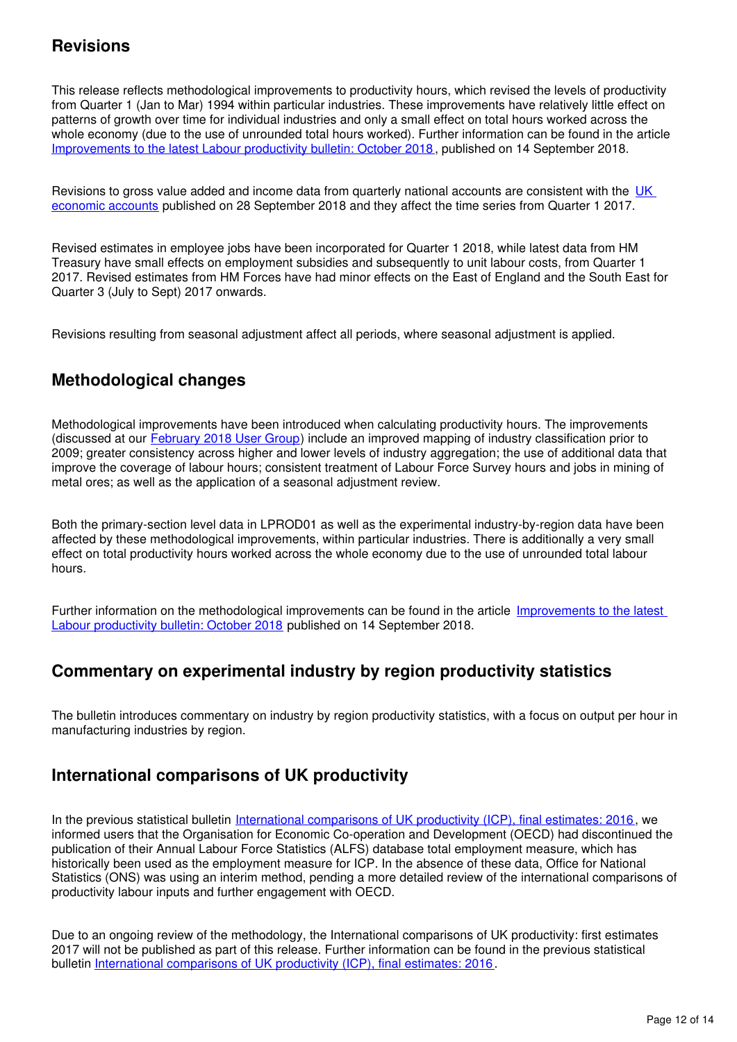## Revisions

This release reflects methodological improvements to productivity hours, which revised the levels of productivity from Quarter 1 (Jan to Mar) 1994 within particular industries. These improvements have relatively little effect on patterns of growth over time for individual industries and only a small effect on total hours worked across the whole economy (due to the use of unrounded total hours worked). Further information can be found in the article [Improvements to the latest Labour productivity bulletin: October 2018](), published on 14 September 2018.

Revisions to gross value added and income data from quarterly national accounts are consistent with the [UK economic accounts]() published on 28 September 2018 and they affect the time series from Quarter 1 2017.

Revised estimates in employee jobs have been incorporated for Quarter 1 2018, while latest data from HM Treasury have small effects on employment subsidies and subsequently to unit labour costs, from Quarter 1 2017. Revised estimates from HM Forces have had minor effects on the East of England and the South East for Quarter 3 (July to Sept) 2017 onwards.

Revisions resulting from seasonal adjustment affect all periods, where seasonal adjustment is applied.

## Methodological changes

Methodological improvements have been introduced when calculating productivity hours. The improvements (discussed at our [February 2018 User Group]()) include an improved mapping of industry classification prior to 2009; greater consistency across higher and lower levels of industry aggregation; the use of additional data that improve the coverage of labour hours; consistent treatment of Labour Force Survey hours and jobs in mining of metal ores; as well as the application of a seasonal adjustment review.

Both the primary-section level data in LPROD01 as well as the experimental industry-by-region data have been affected by these methodological improvements, within particular industries. There is additionally a very small effect on total productivity hours worked across the whole economy due to the use of unrounded total labour hours.

Further information on the methodological improvements can be found in the article [Improvements to the latest Labour productivity bulletin: October 2018]() published on 14 September 2018.

## Commentary on experimental industry by region productivity statistics

The bulletin introduces commentary on industry by region productivity statistics, with a focus on output per hour in manufacturing industries by region.

## International comparisons of UK productivity

In the previous statistical bulletin [International comparisons of UK productivity (ICP), final estimates: 2016](), we informed users that the Organisation for Economic Co-operation and Development (OECD) had discontinued the publication of their Annual Labour Force Statistics (ALFS) database total employment measure, which has historically been used as the employment measure for ICP. In the absence of these data, Office for National Statistics (ONS) was using an interim method, pending a more detailed review of the international comparisons of productivity labour inputs and further engagement with OECD.

Due to an ongoing review of the methodology, the International comparisons of UK productivity: first estimates 2017 will not be published as part of this release. Further information can be found in the previous statistical bulletin [International comparisons of UK productivity (ICP), final estimates: 2016]().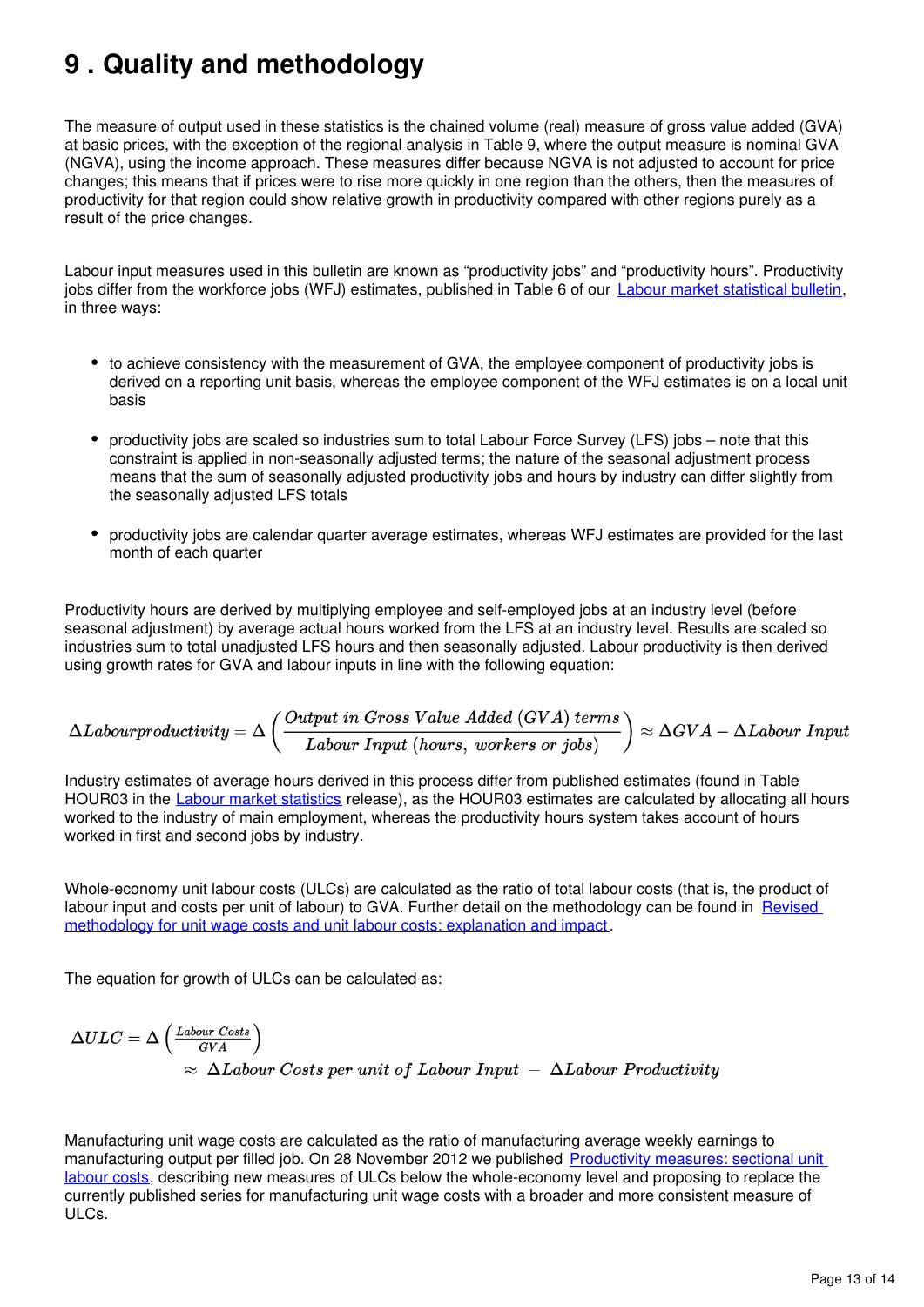# 9 . Quality and methodology

The measure of output used in these statistics is the chained volume (real) measure of gross value added (GVA) at basic prices, with the exception of the regional analysis in Table 9, where the output measure is nominal GVA (NGVA), using the income approach. These measures differ because NGVA is not adjusted to account for price changes; this means that if prices were to rise more quickly in one region than the others, then the measures of productivity for that region could show relative growth in productivity compared with other regions purely as a result of the price changes.

Labour input measures used in this bulletin are known as “productivity jobs” and “productivity hours”. Productivity jobs differ from the workforce jobs (WFJ) estimates, published in Table 6 of our [Labour market statistical bulletin](), in three ways:

- to achieve consistency with the measurement of GVA, the employee component of productivity jobs is derived on a reporting unit basis, whereas the employee component of the WFJ estimates is on a local unit basis
- productivity jobs are scaled so industries sum to total Labour Force Survey (LFS) jobs – note that this constraint is applied in non-seasonally adjusted terms; the nature of the seasonal adjustment process means that the sum of seasonally adjusted productivity jobs and hours by industry can differ slightly from the seasonally adjusted LFS totals
- productivity jobs are calendar quarter average estimates, whereas WFJ estimates are provided for the last month of each quarter

Productivity hours are derived by multiplying employee and self-employed jobs at an industry level (before seasonal adjustment) by average actual hours worked from the LFS at an industry level. Results are scaled so industries sum to total unadjusted LFS hours and then seasonally adjusted. Labour productivity is then derived using growth rates for GVA and labour inputs in line with the following equation:

$$\Delta Labourproductivity = \Delta\left(\frac{Output\ in\ Gross\ Value\ Added\ (GVA)\ terms}{Labour\ Input\ (hours,\ workers\ or\ jobs)}\right) \approx \Delta GVA - \Delta Labour\ Input$$

Industry estimates of average hours derived in this process differ from published estimates (found in Table HOUR03 in the [Labour market statistics]() release), as the HOUR03 estimates are calculated by allocating all hours worked to the industry of main employment, whereas the productivity hours system takes account of hours worked in first and second jobs by industry.

Whole-economy unit labour costs (ULCs) are calculated as the ratio of total labour costs (that is, the product of labour input and costs per unit of labour) to GVA. Further detail on the methodology can be found in [Revised methodology for unit wage costs and unit labour costs: explanation and impact]().

The equation for growth of ULCs can be calculated as:

$$\Delta ULC = \Delta\left(\frac{Labour\ Costs}{GVA}\right) \approx \Delta Labour\ Costs\ per\ unit\ of\ Labour\ Input\ -\ \Delta Labour\ Productivity$$

Manufacturing unit wage costs are calculated as the ratio of manufacturing average weekly earnings to manufacturing output per filled job. On 28 November 2012 we published [Productivity measures: sectional unit labour costs](), describing new measures of ULCs below the whole-economy level and proposing to replace the currently published series for manufacturing unit wage costs with a broader and more consistent measure of ULCs.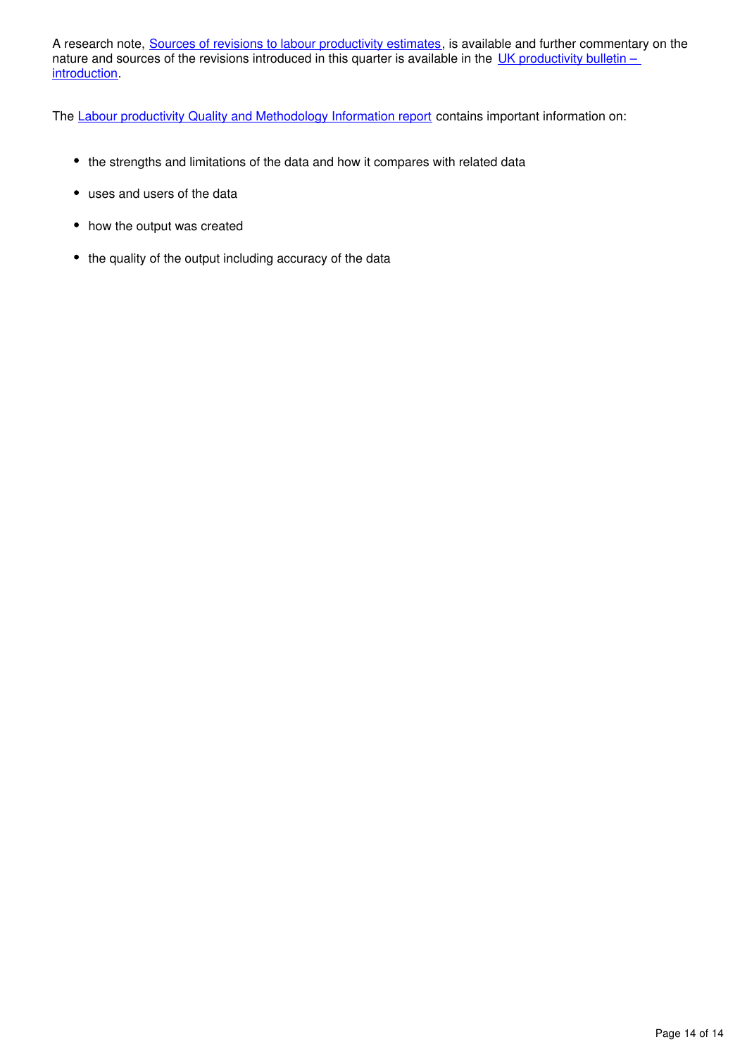A research note, [Sources of revisions to labour productivity estimates](), is available and further commentary on the nature and sources of the revisions introduced in this quarter is available in the [UK productivity bulletin – introduction]().

The [Labour productivity Quality and Methodology Information report]() contains important information on:

- the strengths and limitations of the data and how it compares with related data
- uses and users of the data
- how the output was created
- the quality of the output including accuracy of the data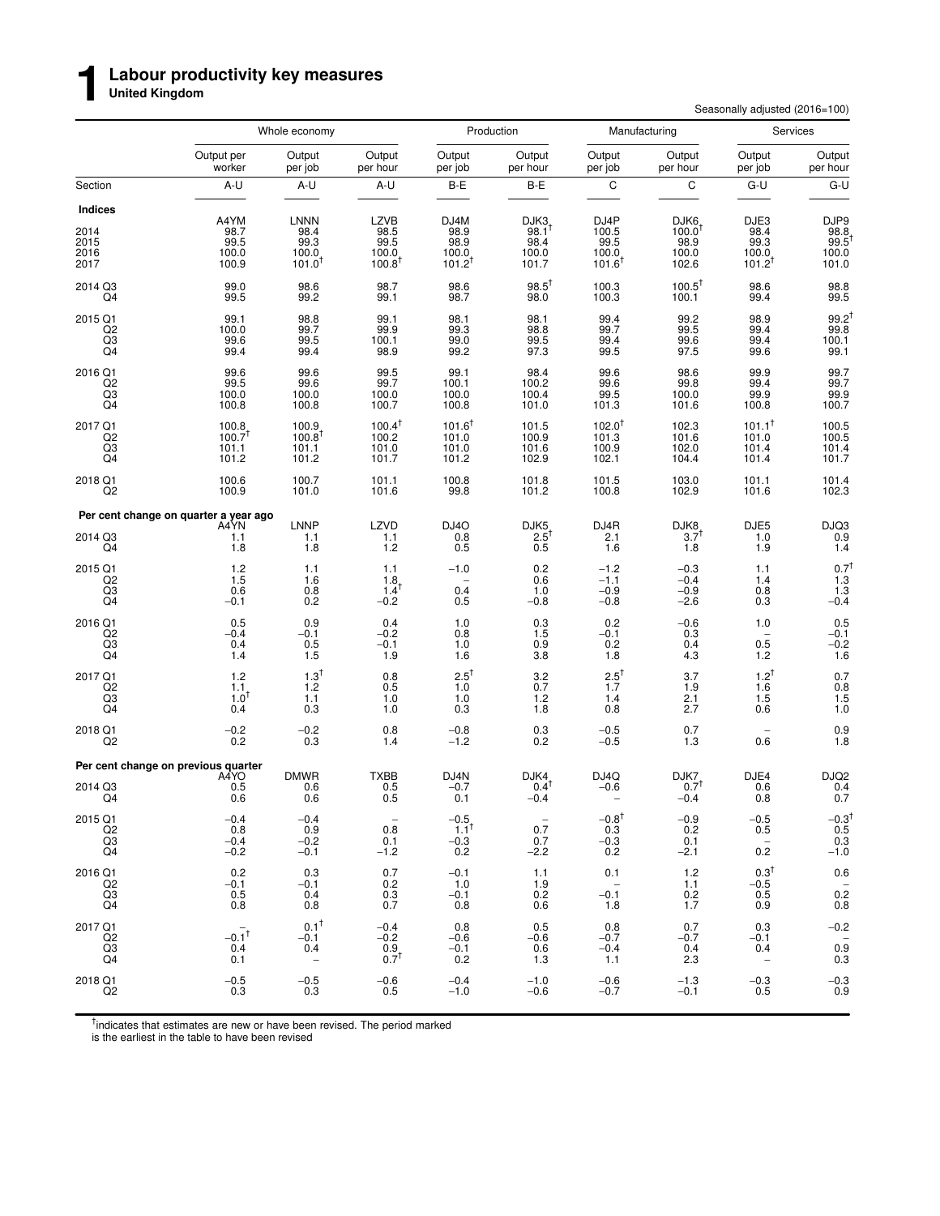# 1 Labour productivity key measures

**United Kingdom**

Seasonally adjusted (2016=100)

| | Whole economy | | | Production | | Manufacturing | | Services | |
|---|---|---|---|---|---|---|---|---|---|
| | Output per worker | Output per job | Output per hour | Output per job | Output per hour | Output per job | Output per hour | Output per job | Output per hour |
| Section | A-U | A-U | A-U | B-E | B-E | C | C | G-U | G-U |
| **Indices** | | | | | | | | | |
| | A4YM | LNNN | LZVB | DJ4M | DJK3 | DJ4P | DJK6 | DJE3 | DJP9 |
| 2014 | 98.7 | 98.4 | 98.5 | 98.9 | 98.1† | 100.5 | 100.0† | 98.4 | 98.8 |
| 2015 | 99.5 | 99.3 | 99.5 | 98.9 | 98.4 | 99.5 | 98.9 | 99.3 | 99.5† |
| 2016 | 100.0 | 100.0 | 100.0 | 100.0 | 100.0 | 100.0 | 100.0 | 100.0 | 100.0 |
| 2017 | 100.9 | 101.0† | 100.8† | 101.2† | 101.7 | 101.6† | 102.6 | 101.2† | 101.0 |
| 2014 Q3 | 99.0 | 98.6 | 98.7 | 98.6 | 98.5† | 100.3 | 100.5† | 98.6 | 98.8 |
| Q4 | 99.5 | 99.2 | 99.1 | 98.7 | 98.0 | 100.3 | 100.1 | 99.4 | 99.5 |
| 2015 Q1 | 99.1 | 98.8 | 99.1 | 98.1 | 98.1 | 99.4 | 99.2 | 98.9 | 99.2† |
| Q2 | 100.0 | 99.7 | 99.9 | 99.3 | 98.8 | 99.7 | 99.5 | 99.4 | 99.8 |
| Q3 | 99.6 | 99.5 | 100.1 | 99.0 | 99.5 | 99.4 | 99.6 | 99.4 | 100.1 |
| Q4 | 99.4 | 99.4 | 98.9 | 99.2 | 97.3 | 99.5 | 97.5 | 99.6 | 99.1 |
| 2016 Q1 | 99.6 | 99.6 | 99.5 | 99.1 | 98.4 | 99.6 | 98.6 | 99.9 | 99.7 |
| Q2 | 99.5 | 99.6 | 99.7 | 100.1 | 100.2 | 99.6 | 99.8 | 99.4 | 99.7 |
| Q3 | 100.0 | 100.0 | 100.0 | 100.0 | 100.4 | 99.5 | 100.0 | 99.9 | 99.9 |
| Q4 | 100.8 | 100.8 | 100.7 | 100.8 | 101.0 | 101.3 | 101.6 | 100.8 | 100.7 |
| 2017 Q1 | 100.8 | 100.9 | 100.4† | 101.6† | 101.5 | 102.0† | 102.3 | 101.1† | 100.5 |
| Q2 | 100.7† | 100.8† | 100.2 | 101.0 | 100.9 | 101.3 | 101.6 | 101.0 | 100.5 |
| Q3 | 101.1 | 101.1 | 101.0 | 101.0 | 101.6 | 100.9 | 102.0 | 101.4 | 101.4 |
| Q4 | 101.2 | 101.2 | 101.7 | 101.2 | 102.9 | 102.1 | 104.4 | 101.4 | 101.7 |
| 2018 Q1 | 100.6 | 100.7 | 101.1 | 100.8 | 101.8 | 101.5 | 103.0 | 101.1 | 101.4 |
| Q2 | 100.9 | 101.0 | 101.6 | 99.8 | 101.2 | 100.8 | 102.9 | 101.6 | 102.3 |
| **Per cent change on quarter a year ago** | | | | | | | | | |
| | A4YN | LNNP | LZVD | DJ4O | DJK5 | DJ4R | DJK8 | DJE5 | DJQ3 |
| 2014 Q3 | 1.1 | 1.1 | 1.1 | 0.8 | 2.5† | 2.1 | 3.7† | 1.0 | 0.9 |
| Q4 | 1.8 | 1.8 | 1.2 | 0.5 | 0.5 | 1.6 | 1.8 | 1.9 | 1.4 |
| 2015 Q1 | 1.2 | 1.1 | 1.1 | −1.0 | 0.2 | −1.2 | −0.3 | 1.1 | 0.7† |
| Q2 | 1.5 | 1.6 | 1.8 | – | 0.6 | −1.1 | −0.4 | 1.4 | 1.3 |
| Q3 | 0.6 | 0.8 | 1.4† | 0.4 | 1.0 | −0.9 | −0.9 | 0.8 | 1.3 |
| Q4 | −0.1 | 0.2 | −0.2 | 0.5 | −0.8 | −0.8 | −2.6 | 0.3 | −0.4 |
| 2016 Q1 | 0.5 | 0.9 | 0.4 | 1.0 | 0.3 | 0.2 | −0.6 | 1.0 | 0.5 |
| Q2 | −0.4 | −0.1 | −0.2 | 0.8 | 1.5 | −0.1 | 0.3 | – | −0.1 |
| Q3 | 0.4 | 0.5 | −0.1 | 1.0 | 0.9 | 0.2 | 0.4 | 0.5 | −0.2 |
| Q4 | 1.4 | 1.5 | 1.9 | 1.6 | 3.8 | 1.8 | 4.3 | 1.2 | 1.6 |
| 2017 Q1 | 1.2 | 1.3† | 0.8 | 2.5† | 3.2 | 2.5† | 3.7 | 1.2† | 0.7 |
| Q2 | 1.1 | 1.2 | 0.5 | 1.0 | 0.7 | 1.7 | 1.9 | 1.6 | 0.8 |
| Q3 | 1.0† | 1.1 | 1.0 | 1.0 | 1.2 | 1.4 | 2.1 | 1.5 | 1.5 |
| Q4 | 0.4 | 0.3 | 1.0 | 0.3 | 1.8 | 0.8 | 2.7 | 0.6 | 1.0 |
| 2018 Q1 | −0.2 | −0.2 | 0.8 | −0.8 | 0.3 | −0.5 | 0.7 | – | 0.9 |
| Q2 | 0.2 | 0.3 | 1.4 | −1.2 | 0.2 | −0.5 | 1.3 | 0.6 | 1.8 |
| **Per cent change on previous quarter** | | | | | | | | | |
| | A4YO | DMWR | TXBB | DJ4N | DJK4 | DJ4Q | DJK7 | DJE4 | DJQ2 |
| 2014 Q3 | 0.5 | 0.6 | 0.5 | −0.7 | 0.4† | −0.6 | 0.7† | 0.6 | 0.4 |
| Q4 | 0.6 | 0.6 | 0.5 | 0.1 | −0.4 | – | −0.4 | 0.8 | 0.7 |
| 2015 Q1 | −0.4 | −0.4 | – | −0.5 | – | −0.8† | −0.9 | −0.5 | −0.3† |
| Q2 | 0.8 | 0.9 | 0.8 | 1.1† | 0.7 | 0.3 | 0.2 | 0.5 | 0.5 |
| Q3 | −0.4 | −0.2 | 0.1 | −0.3 | 0.7 | −0.3 | 0.1 | – | 0.3 |
| Q4 | −0.2 | −0.1 | −1.2 | 0.2 | −2.2 | 0.2 | −2.1 | 0.2 | −1.0 |
| 2016 Q1 | 0.2 | 0.3 | 0.7 | −0.1 | 1.1 | 0.1 | 1.2 | 0.3† | 0.6 |
| Q2 | −0.1 | −0.1 | 0.2 | 1.0 | 1.9 | – | 1.1 | −0.5 | – |
| Q3 | 0.5 | 0.4 | 0.3 | −0.1 | 0.2 | −0.1 | 0.2 | 0.5 | 0.2 |
| Q4 | 0.8 | 0.8 | 0.7 | 0.8 | 0.6 | 1.8 | 1.7 | 0.9 | 0.8 |
| 2017 Q1 | – | 0.1† | −0.4 | 0.8 | 0.5 | 0.8 | 0.7 | 0.3 | −0.2 |
| Q2 | −0.1† | −0.1 | −0.2 | −0.6 | −0.6 | −0.7 | −0.7 | −0.1 | – |
| Q3 | 0.4 | 0.4 | 0.9 | −0.1 | 0.6 | −0.4 | 0.4 | 0.4 | 0.9 |
| Q4 | 0.1 | – | 0.7† | 0.2 | 1.3 | 1.1 | 2.3 | – | 0.3 |
| 2018 Q1 | −0.5 | −0.5 | −0.6 | −0.4 | −1.0 | −0.6 | −1.3 | −0.3 | −0.3 |
| Q2 | 0.3 | 0.3 | 0.5 | −1.0 | −0.6 | −0.7 | −0.1 | 0.5 | 0.9 |

† indicates that estimates are new or have been revised. The period marked is the earliest in the table to have been revised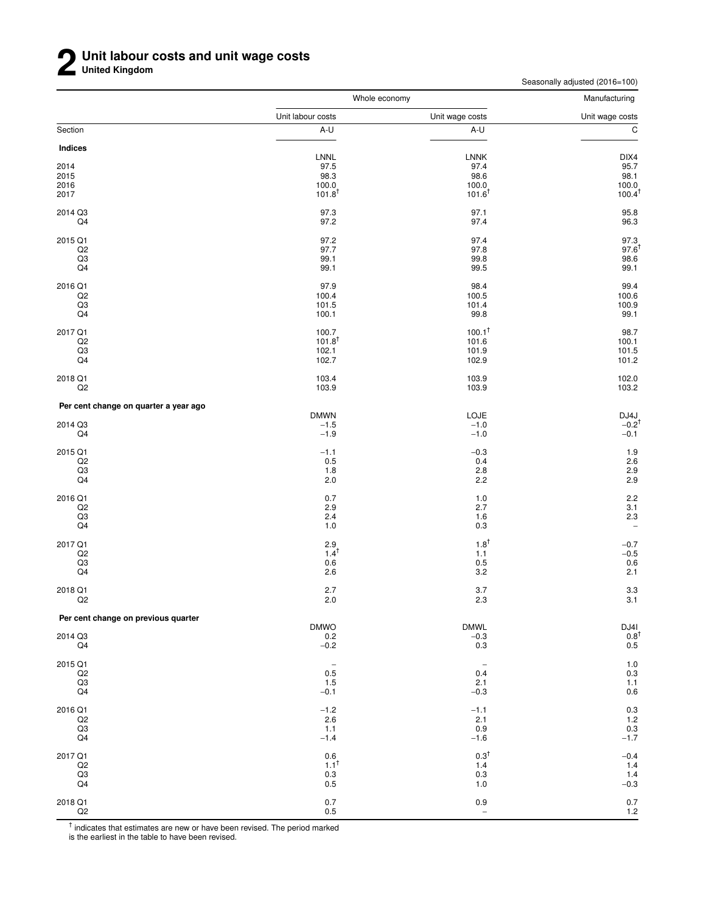# 2 Unit labour costs and unit wage costs

**United Kingdom**

Seasonally adjusted (2016=100)

| | Whole economy | | Manufacturing |
|---|---|---|---|
| | Unit labour costs | Unit wage costs | Unit wage costs |
| Section | A-U | A-U | C |
| **Indices** | | | |
| | LNNL | LNNK | DIX4 |
| 2014 | 97.5 | 97.4 | 95.7 |
| 2015 | 98.3 | 98.6 | 98.1 |
| 2016 | 100.0 | 100.0 | 100.0 |
| 2017 | 101.8† | 101.6† | 100.4† |
| 2014 Q3 | 97.3 | 97.1 | 95.8 |
| Q4 | 97.2 | 97.4 | 96.3 |
| 2015 Q1 | 97.2 | 97.4 | 97.3 |
| Q2 | 97.7 | 97.8 | 97.6† |
| Q3 | 99.1 | 99.8 | 98.6 |
| Q4 | 99.1 | 99.5 | 99.1 |
| 2016 Q1 | 97.9 | 98.4 | 99.4 |
| Q2 | 100.4 | 100.5 | 100.6 |
| Q3 | 101.5 | 101.4 | 100.9 |
| Q4 | 100.1 | 99.8 | 99.1 |
| 2017 Q1 | 100.7 | 100.1† | 98.7 |
| Q2 | 101.8† | 101.6 | 100.1 |
| Q3 | 102.1 | 101.9 | 101.5 |
| Q4 | 102.7 | 102.9 | 101.2 |
| 2018 Q1 | 103.4 | 103.9 | 102.0 |
| Q2 | 103.9 | 103.9 | 103.2 |
| **Per cent change on quarter a year ago** | | | |
| | DMWN | LOJE | DJ4J |
| 2014 Q3 | −1.5 | −1.0 | −0.2† |
| Q4 | −1.9 | −1.0 | −0.1 |
| 2015 Q1 | −1.1 | −0.3 | 1.9 |
| Q2 | 0.5 | 0.4 | 2.6 |
| Q3 | 1.8 | 2.8 | 2.9 |
| Q4 | 2.0 | 2.2 | 2.9 |
| 2016 Q1 | 0.7 | 1.0 | 2.2 |
| Q2 | 2.9 | 2.7 | 3.1 |
| Q3 | 2.4 | 1.6 | 2.3 |
| Q4 | 1.0 | 0.3 | – |
| 2017 Q1 | 2.9 | 1.8† | −0.7 |
| Q2 | 1.4† | 1.1 | −0.5 |
| Q3 | 0.6 | 0.5 | 0.6 |
| Q4 | 2.6 | 3.2 | 2.1 |
| 2018 Q1 | 2.7 | 3.7 | 3.3 |
| Q2 | 2.0 | 2.3 | 3.1 |
| **Per cent change on previous quarter** | | | |
| | DMWO | DMWL | DJ4I |
| 2014 Q3 | 0.2 | −0.3 | 0.8† |
| Q4 | −0.2 | 0.3 | 0.5 |
| 2015 Q1 | – | – | 1.0 |
| Q2 | 0.5 | 0.4 | 0.3 |
| Q3 | 1.5 | 2.1 | 1.1 |
| Q4 | −0.1 | −0.3 | 0.6 |
| 2016 Q1 | −1.2 | −1.1 | 0.3 |
| Q2 | 2.6 | 2.1 | 1.2 |
| Q3 | 1.1 | 0.9 | 0.3 |
| Q4 | −1.4 | −1.6 | −1.7 |
| 2017 Q1 | 0.6 | 0.3† | −0.4 |
| Q2 | 1.1† | 1.4 | 1.4 |
| Q3 | 0.3 | 0.3 | 1.4 |
| Q4 | 0.5 | 1.0 | −0.3 |
| 2018 Q1 | 0.7 | 0.9 | 0.7 |
| Q2 | 0.5 | – | 1.2 |

† indicates that estimates are new or have been revised. The period marked is the earliest in the table to have been revised.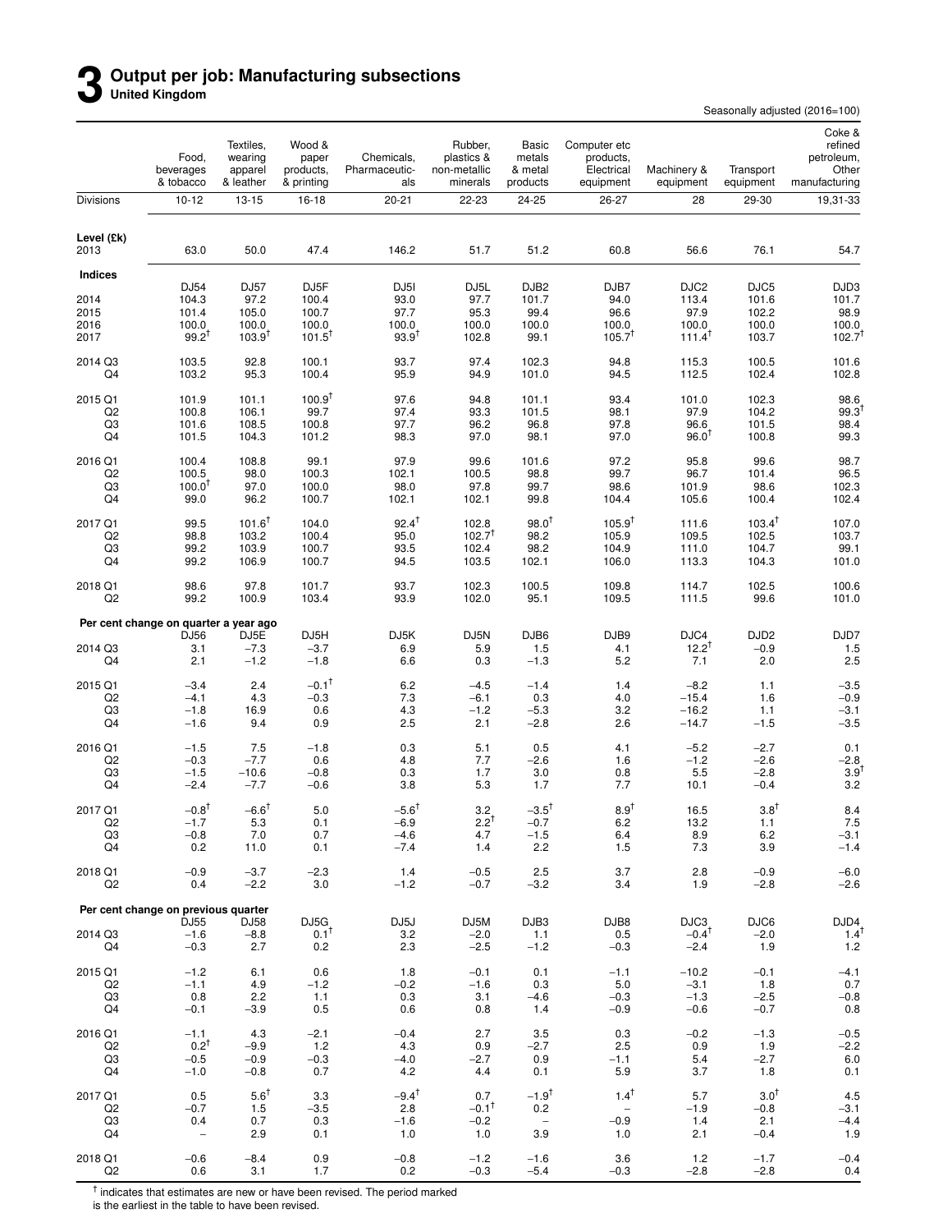# 3 Output per job: Manufacturing subsections

**United Kingdom**

Seasonally adjusted (2016=100)

| | Food, beverages & tobacco | Textiles, wearing apparel & leather | Wood & paper products, & printing | Chemicals, Pharmaceuticals | Rubber, plastics & non-metallic minerals | Basic metals & metal products | Computer etc products, Electrical equipment | Machinery & equipment | Transport equipment | Coke & refined petroleum, Other manufacturing |
|---|---|---|---|---|---|---|---|---|---|---|
| Divisions | 10-12 | 13-15 | 16-18 | 20-21 | 22-23 | 24-25 | 26-27 | 28 | 29-30 | 19,31-33 |
| **Level (£k)** | | | | | | | | | | |
| 2013 | 63.0 | 50.0 | 47.4 | 146.2 | 51.7 | 51.2 | 60.8 | 56.6 | 76.1 | 54.7 |
| **Indices** | | | | | | | | | | |
| | DJ54 | DJ57 | DJ5F | DJ5I | DJ5L | DJB2 | DJB7 | DJC2 | DJC5 | DJD3 |
| 2014 | 104.3 | 97.2 | 100.4 | 93.0 | 97.7 | 101.7 | 94.0 | 113.4 | 101.6 | 101.7 |
| 2015 | 101.4 | 105.0 | 100.7 | 97.7 | 95.3 | 99.4 | 96.6 | 97.9 | 102.2 | 98.9 |
| 2016 | 100.0 | 100.0 | 100.0 | 100.0 | 100.0 | 100.0 | 100.0 | 100.0 | 100.0 | 100.0 |
| 2017 | 99.2† | 103.9† | 101.5† | 93.9† | 102.8 | 99.1 | 105.7† | 111.4† | 103.7 | 102.7† |
| 2014 Q3 | 103.5 | 92.8 | 100.1 | 93.7 | 97.4 | 102.3 | 94.8 | 115.3 | 100.5 | 101.6 |
| Q4 | 103.2 | 95.3 | 100.4 | 95.9 | 94.9 | 101.0 | 94.5 | 112.5 | 102.4 | 102.8 |
| 2015 Q1 | 101.9 | 101.1 | 100.9† | 97.6 | 94.8 | 101.1 | 93.4 | 101.0 | 102.3 | 98.6 |
| Q2 | 100.8 | 106.1 | 99.7 | 97.4 | 93.3 | 101.5 | 98.1 | 97.9 | 104.2 | 99.3† |
| Q3 | 101.6 | 108.5 | 100.8 | 97.7 | 96.2 | 96.8 | 97.8 | 96.6 | 101.5 | 98.4 |
| Q4 | 101.5 | 104.3 | 101.2 | 98.3 | 97.0 | 98.1 | 97.0 | 96.0† | 100.8 | 99.3 |
| 2016 Q1 | 100.4 | 108.8 | 99.1 | 97.9 | 99.6 | 101.6 | 97.2 | 95.8 | 99.6 | 98.7 |
| Q2 | 100.5 | 98.0 | 100.3 | 102.1 | 100.5 | 98.8 | 99.7 | 96.7 | 101.4 | 96.5 |
| Q3 | 100.0† | 97.0 | 100.0 | 98.0 | 97.8 | 99.7 | 98.6 | 101.9 | 98.6 | 102.3 |
| Q4 | 99.0 | 96.2 | 100.7 | 102.1 | 102.1 | 99.8 | 104.4 | 105.6 | 100.4 | 102.4 |
| 2017 Q1 | 99.5 | 101.6† | 104.0 | 92.4† | 102.8 | 98.0† | 105.9† | 111.6 | 103.4† | 107.0 |
| Q2 | 98.8 | 103.2 | 100.4 | 95.0 | 102.7† | 98.2 | 105.9 | 109.5 | 102.5 | 103.7 |
| Q3 | 99.2 | 103.9 | 100.7 | 93.5 | 102.4 | 98.2 | 104.9 | 111.0 | 104.7 | 99.1 |
| Q4 | 99.2 | 106.9 | 100.7 | 94.5 | 103.5 | 102.1 | 106.0 | 113.3 | 104.3 | 101.0 |
| 2018 Q1 | 98.6 | 97.8 | 101.7 | 93.7 | 102.3 | 100.5 | 109.8 | 114.7 | 102.5 | 100.6 |
| Q2 | 99.2 | 100.9 | 103.4 | 93.9 | 102.0 | 95.1 | 109.5 | 111.5 | 99.6 | 101.0 |
| **Per cent change on quarter a year ago** | | | | | | | | | | |
| | DJ56 | DJ5E | DJ5H | DJ5K | DJ5N | DJB6 | DJB9 | DJC4 | DJD2 | DJD7 |
| 2014 Q3 | 3.1 | −7.3 | −3.7 | 6.9 | 5.9 | 1.5 | 4.1 | 12.2† | −0.9 | 1.5 |
| Q4 | 2.1 | −1.2 | −1.8 | 6.6 | 0.3 | −1.3 | 5.2 | 7.1 | 2.0 | 2.5 |
| 2015 Q1 | −3.4 | 2.4 | −0.1† | 6.2 | −4.5 | −1.4 | 1.4 | −8.2 | 1.1 | −3.5 |
| Q2 | −4.1 | 4.3 | −0.3 | 7.3 | −6.1 | 0.3 | 4.0 | −15.4 | 1.6 | −0.9 |
| Q3 | −1.8 | 16.9 | 0.6 | 4.3 | −1.2 | −5.3 | 3.2 | −16.2 | 1.1 | −3.1 |
| Q4 | −1.6 | 9.4 | 0.9 | 2.5 | 2.1 | −2.8 | 2.6 | −14.7 | −1.5 | −3.5 |
| 2016 Q1 | −1.5 | 7.5 | −1.8 | 0.3 | 5.1 | 0.5 | 4.1 | −5.2 | −2.7 | 0.1 |
| Q2 | −0.3 | −7.7 | 0.6 | 4.8 | 7.7 | −2.6 | 1.6 | −1.2 | −2.6 | −2.8 |
| Q3 | −1.5 | −10.6 | −0.8 | 0.3 | 1.7 | 3.0 | 0.8 | 5.5 | −2.8 | 3.9† |
| Q4 | −2.4 | −7.7 | −0.6 | 3.8 | 5.3 | 1.7 | 7.7 | 10.1 | −0.4 | 3.2 |
| 2017 Q1 | −0.8† | −6.6† | 5.0 | −5.6† | 3.2 | −3.5† | 8.9† | 16.5 | 3.8† | 8.4 |
| Q2 | −1.7 | 5.3 | 0.1 | −6.9 | 2.2† | −0.7 | 6.2 | 13.2 | 1.1 | 7.5 |
| Q3 | −0.8 | 7.0 | 0.7 | −4.6 | 4.7 | −1.5 | 6.4 | 8.9 | 6.2 | −3.1 |
| Q4 | 0.2 | 11.0 | 0.1 | −7.4 | 1.4 | 2.2 | 1.5 | 7.3 | 3.9 | −1.4 |
| 2018 Q1 | −0.9 | −3.7 | −2.3 | 1.4 | −0.5 | 2.5 | 3.7 | 2.8 | −0.9 | −6.0 |
| Q2 | 0.4 | −2.2 | 3.0 | −1.2 | −0.7 | −3.2 | 3.4 | 1.9 | −2.8 | −2.6 |
| **Per cent change on previous quarter** | | | | | | | | | | |
| | DJ55 | DJ58 | DJ5G | DJ5J | DJ5M | DJB3 | DJB8 | DJC3 | DJC6 | DJD4 |
| 2014 Q3 | −1.6 | −8.8 | 0.1† | 3.2 | −2.0 | 1.1 | 0.5 | −0.4† | −2.0 | 1.4† |
| Q4 | −0.3 | 2.7 | 0.2 | 2.3 | −2.5 | −1.2 | −0.3 | −2.4 | 1.9 | 1.2 |
| 2015 Q1 | −1.2 | 6.1 | 0.6 | 1.8 | −0.1 | 0.1 | −1.1 | −10.2 | −0.1 | −4.1 |
| Q2 | −1.1 | 4.9 | −1.2 | −0.2 | −1.6 | 0.3 | 5.0 | −3.1 | 1.8 | 0.7 |
| Q3 | 0.8 | 2.2 | 1.1 | 0.3 | 3.1 | −4.6 | −0.3 | −1.3 | −2.5 | −0.8 |
| Q4 | −0.1 | −3.9 | 0.5 | 0.6 | 0.8 | 1.4 | −0.9 | −0.6 | −0.7 | 0.8 |
| 2016 Q1 | −1.1 | 4.3 | −2.1 | −0.4 | 2.7 | 3.5 | 0.3 | −0.2 | −1.3 | −0.5 |
| Q2 | 0.2† | −9.9 | 1.2 | 4.3 | 0.9 | −2.7 | 2.5 | 0.9 | 1.9 | −2.2 |
| Q3 | −0.5 | −0.9 | −0.3 | −4.0 | −2.7 | 0.9 | −1.1 | 5.4 | −2.7 | 6.0 |
| Q4 | −1.0 | −0.8 | 0.7 | 4.2 | 4.4 | 0.1 | 5.9 | 3.7 | 1.8 | 0.1 |
| 2017 Q1 | 0.5 | 5.6† | 3.3 | −9.4† | 0.7 | −1.9† | 1.4† | 5.7 | 3.0† | 4.5 |
| Q2 | −0.7 | 1.5 | −3.5 | 2.8 | −0.1† | 0.2 | – | −1.9 | −0.8 | −3.1 |
| Q3 | 0.4 | 0.7 | 0.3 | −1.6 | −0.2 | – | −0.9 | 1.4 | 2.1 | −4.4 |
| Q4 | – | 2.9 | 0.1 | 1.0 | 1.0 | 3.9 | 1.0 | 2.1 | −0.4 | 1.9 |
| 2018 Q1 | −0.6 | −8.4 | 0.9 | −0.8 | −1.2 | −1.6 | 3.6 | 1.2 | −1.7 | −0.4 |
| Q2 | 0.6 | 3.1 | 1.7 | 0.2 | −0.3 | −5.4 | −0.3 | −2.8 | −2.8 | 0.4 |

† indicates that estimates are new or have been revised. The period marked is the earliest in the table to have been revised.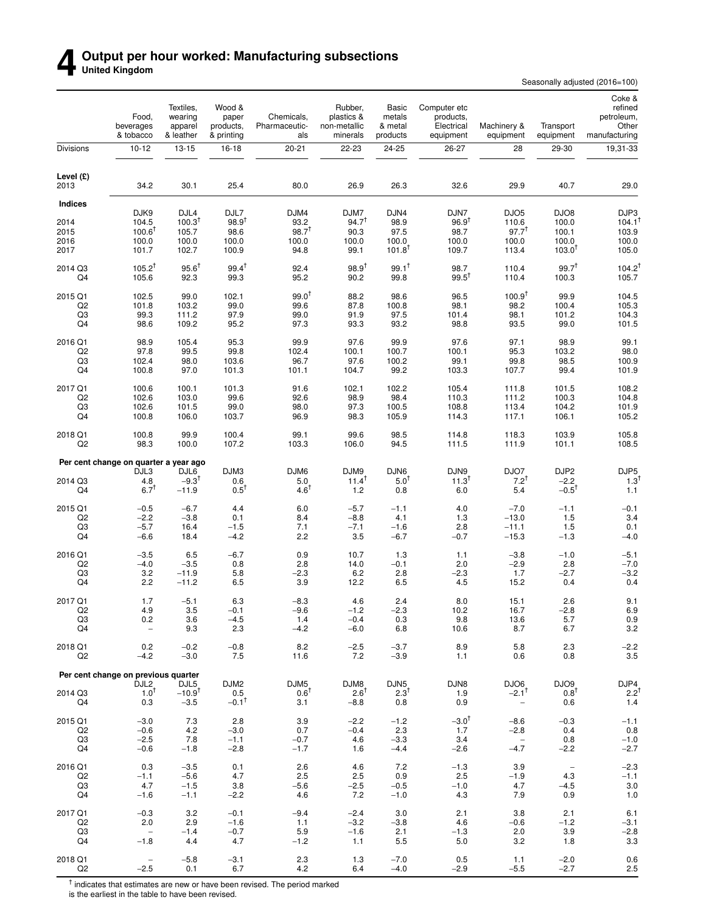# 4 Output per hour worked: Manufacturing subsections

**United Kingdom**

Seasonally adjusted (2016=100)

| | Food, beverages & tobacco | Textiles, wearing apparel & leather | Wood & paper products, & printing | Chemicals, Pharmaceuticals | Rubber, plastics & non-metallic minerals | Basic metals & metal products | Computer etc products, Electrical equipment | Machinery & equipment | Transport equipment | Coke & refined petroleum, Other manufacturing |
|---|---|---|---|---|---|---|---|---|---|---|
| Divisions | 10-12 | 13-15 | 16-18 | 20-21 | 22-23 | 24-25 | 26-27 | 28 | 29-30 | 19,31-33 |
| **Level (£)** | | | | | | | | | | |
| 2013 | 34.2 | 30.1 | 25.4 | 80.0 | 26.9 | 26.3 | 32.6 | 29.9 | 40.7 | 29.0 |
| **Indices** | | | | | | | | | | |
| | DJK9 | DJL4 | DJL7 | DJM4 | DJM7 | DJN4 | DJN7 | DJO5 | DJO8 | DJP3 |
| 2014 | 104.5 | 100.3† | 98.9† | 93.2 | 94.7† | 98.9 | 96.9† | 110.6 | 100.0 | 104.1† |
| 2015 | 100.6† | 105.7 | 98.6 | 98.7† | 90.3 | 97.5 | 98.7 | 97.7† | 100.1 | 103.9 |
| 2016 | 100.0 | 100.0 | 100.0 | 100.0 | 100.0 | 100.0 | 100.0 | 100.0 | 100.0 | 100.0 |
| 2017 | 101.7 | 102.7 | 100.9 | 94.8 | 99.1 | 101.8† | 109.7 | 113.4 | 103.0† | 105.0 |
| 2014 Q3 | 105.2† | 95.6† | 99.4† | 92.4 | 98.9† | 99.1† | 98.7 | 110.4 | 99.7† | 104.2† |
| Q4 | 105.6 | 92.3 | 99.3 | 95.2 | 90.2 | 99.8 | 99.5† | 110.4 | 100.3 | 105.7 |
| 2015 Q1 | 102.5 | 99.0 | 102.1 | 99.0† | 88.2 | 98.6 | 96.5 | 100.9† | 99.9 | 104.5 |
| Q2 | 101.8 | 103.2 | 99.0 | 99.6 | 87.8 | 100.8 | 98.1 | 98.2 | 100.4 | 105.3 |
| Q3 | 99.3 | 111.2 | 97.9 | 99.0 | 91.9 | 97.5 | 101.4 | 98.1 | 101.2 | 104.3 |
| Q4 | 98.6 | 109.2 | 95.2 | 97.3 | 93.3 | 93.2 | 98.8 | 93.5 | 99.0 | 101.5 |
| 2016 Q1 | 98.9 | 105.4 | 95.3 | 99.9 | 97.6 | 99.9 | 97.6 | 97.1 | 98.9 | 99.1 |
| Q2 | 97.8 | 99.5 | 99.8 | 102.4 | 100.1 | 100.7 | 100.1 | 95.3 | 103.2 | 98.0 |
| Q3 | 102.4 | 98.0 | 103.6 | 96.7 | 97.6 | 100.2 | 99.1 | 99.8 | 98.5 | 100.9 |
| Q4 | 100.8 | 97.0 | 101.3 | 101.1 | 104.7 | 99.2 | 103.3 | 107.7 | 99.4 | 101.9 |
| 2017 Q1 | 100.6 | 100.1 | 101.3 | 91.6 | 102.1 | 102.2 | 105.4 | 111.8 | 101.5 | 108.2 |
| Q2 | 102.6 | 103.0 | 99.6 | 92.6 | 98.9 | 98.4 | 110.3 | 111.2 | 100.3 | 104.8 |
| Q3 | 102.6 | 101.5 | 99.0 | 98.0 | 97.3 | 100.5 | 108.8 | 113.4 | 104.2 | 101.9 |
| Q4 | 100.8 | 106.0 | 103.7 | 96.9 | 98.3 | 105.9 | 114.3 | 117.1 | 106.1 | 105.2 |
| 2018 Q1 | 100.8 | 99.9 | 100.4 | 99.1 | 99.6 | 98.5 | 114.8 | 118.3 | 103.9 | 105.8 |
| Q2 | 98.3 | 100.0 | 107.2 | 103.3 | 106.0 | 94.5 | 111.5 | 111.9 | 101.1 | 108.5 |
| **Per cent change on quarter a year ago** | | | | | | | | | | |
| | DJL3 | DJL6 | DJM3 | DJM6 | DJM9 | DJN6 | DJN9 | DJO7 | DJP2 | DJP5 |
| 2014 Q3 | 4.8 | −9.3† | 0.6 | 5.0 | 11.4† | 5.0† | 11.3† | 7.2† | −2.2 | 1.3† |
| Q4 | 6.7† | −11.9 | 0.5† | 4.6† | 1.2 | 0.8 | 6.0 | 5.4 | −0.5† | 1.1 |
| 2015 Q1 | −0.5 | −6.7 | 4.4 | 6.0 | −5.7 | −1.1 | 4.0 | −7.0 | −1.1 | −0.1 |
| Q2 | −2.2 | −3.8 | 0.1 | 8.4 | −8.8 | 4.1 | 1.3 | −13.0 | 1.5 | 3.4 |
| Q3 | −5.7 | 16.4 | −1.5 | 7.1 | −7.1 | −1.6 | 2.8 | −11.1 | 1.5 | 0.1 |
| Q4 | −6.6 | 18.4 | −4.2 | 2.2 | 3.5 | −6.7 | −0.7 | −15.3 | −1.3 | −4.0 |
| 2016 Q1 | −3.5 | 6.5 | −6.7 | 0.9 | 10.7 | 1.3 | 1.1 | −3.8 | −1.0 | −5.1 |
| Q2 | −4.0 | −3.5 | 0.8 | 2.8 | 14.0 | −0.1 | 2.0 | −2.9 | 2.8 | −7.0 |
| Q3 | 3.2 | −11.9 | 5.8 | −2.3 | 6.2 | 2.8 | −2.3 | 1.7 | −2.7 | −3.2 |
| Q4 | 2.2 | −11.2 | 6.5 | 3.9 | 12.2 | 6.5 | 4.5 | 15.2 | 0.4 | 0.4 |
| 2017 Q1 | 1.7 | −5.1 | 6.3 | −8.3 | 4.6 | 2.4 | 8.0 | 15.1 | 2.6 | 9.1 |
| Q2 | 4.9 | 3.5 | −0.1 | −9.6 | −1.2 | −2.3 | 10.2 | 16.7 | −2.8 | 6.9 |
| Q3 | 0.2 | 3.6 | −4.5 | 1.4 | −0.4 | 0.3 | 9.8 | 13.6 | 5.7 | 0.9 |
| Q4 | – | 9.3 | 2.3 | −4.2 | −6.0 | 6.8 | 10.6 | 8.7 | 6.7 | 3.2 |
| 2018 Q1 | 0.2 | −0.2 | −0.8 | 8.2 | −2.5 | −3.7 | 8.9 | 5.8 | 2.3 | −2.2 |
| Q2 | −4.2 | −3.0 | 7.5 | 11.6 | 7.2 | −3.9 | 1.1 | 0.6 | 0.8 | 3.5 |
| **Per cent change on previous quarter** | | | | | | | | | | |
| | DJL2 | DJL5 | DJM2 | DJM5 | DJM8 | DJN5 | DJN8 | DJO6 | DJO9 | DJP4 |
| 2014 Q3 | 1.0† | −10.9† | 0.5 | 0.6† | 2.6† | 2.3† | 1.9 | −2.1† | 0.8† | 2.2† |
| Q4 | 0.3 | −3.5 | −0.1† | 3.1 | −8.8 | 0.8 | 0.9 | – | 0.6 | 1.4 |
| 2015 Q1 | −3.0 | 7.3 | 2.8 | 3.9 | −2.2 | −1.2 | −3.0† | −8.6 | −0.3 | −1.1 |
| Q2 | −0.6 | 4.2 | −3.0 | 0.7 | −0.4 | 2.3 | 1.7 | −2.8 | 0.4 | 0.8 |
| Q3 | −2.5 | 7.8 | −1.1 | −0.7 | 4.6 | −3.3 | 3.4 | – | 0.8 | −1.0 |
| Q4 | −0.6 | −1.8 | −2.8 | −1.7 | 1.6 | −4.4 | −2.6 | −4.7 | −2.2 | −2.7 |
| 2016 Q1 | 0.3 | −3.5 | 0.1 | 2.6 | 4.6 | 7.2 | −1.3 | 3.9 | – | −2.3 |
| Q2 | −1.1 | −5.6 | 4.7 | 2.5 | 2.5 | 0.9 | 2.5 | −1.9 | 4.3 | −1.1 |
| Q3 | 4.7 | −1.5 | 3.8 | −5.6 | −2.5 | −0.5 | −1.0 | 4.7 | −4.5 | 3.0 |
| Q4 | −1.6 | −1.1 | −2.2 | 4.6 | 7.2 | −1.0 | 4.3 | 7.9 | 0.9 | 1.0 |
| 2017 Q1 | −0.3 | 3.2 | −0.1 | −9.4 | −2.4 | 3.0 | 2.1 | 3.8 | 2.1 | 6.1 |
| Q2 | 2.0 | 2.9 | −1.6 | 1.1 | −3.2 | −3.8 | 4.6 | −0.6 | −1.2 | −3.1 |
| Q3 | – | −1.4 | −0.7 | 5.9 | −1.6 | 2.1 | −1.3 | 2.0 | 3.9 | −2.8 |
| Q4 | −1.8 | 4.4 | 4.7 | −1.2 | 1.1 | 5.5 | 5.0 | 3.2 | 1.8 | 3.3 |
| 2018 Q1 | – | −5.8 | −3.1 | 2.3 | 1.3 | −7.0 | 0.5 | 1.1 | −2.0 | 0.6 |
| Q2 | −2.5 | 0.1 | 6.7 | 4.2 | 6.4 | −4.0 | −2.9 | −5.5 | −2.7 | 2.5 |

† indicates that estimates are new or have been revised. The period marked is the earliest in the table to have been revised.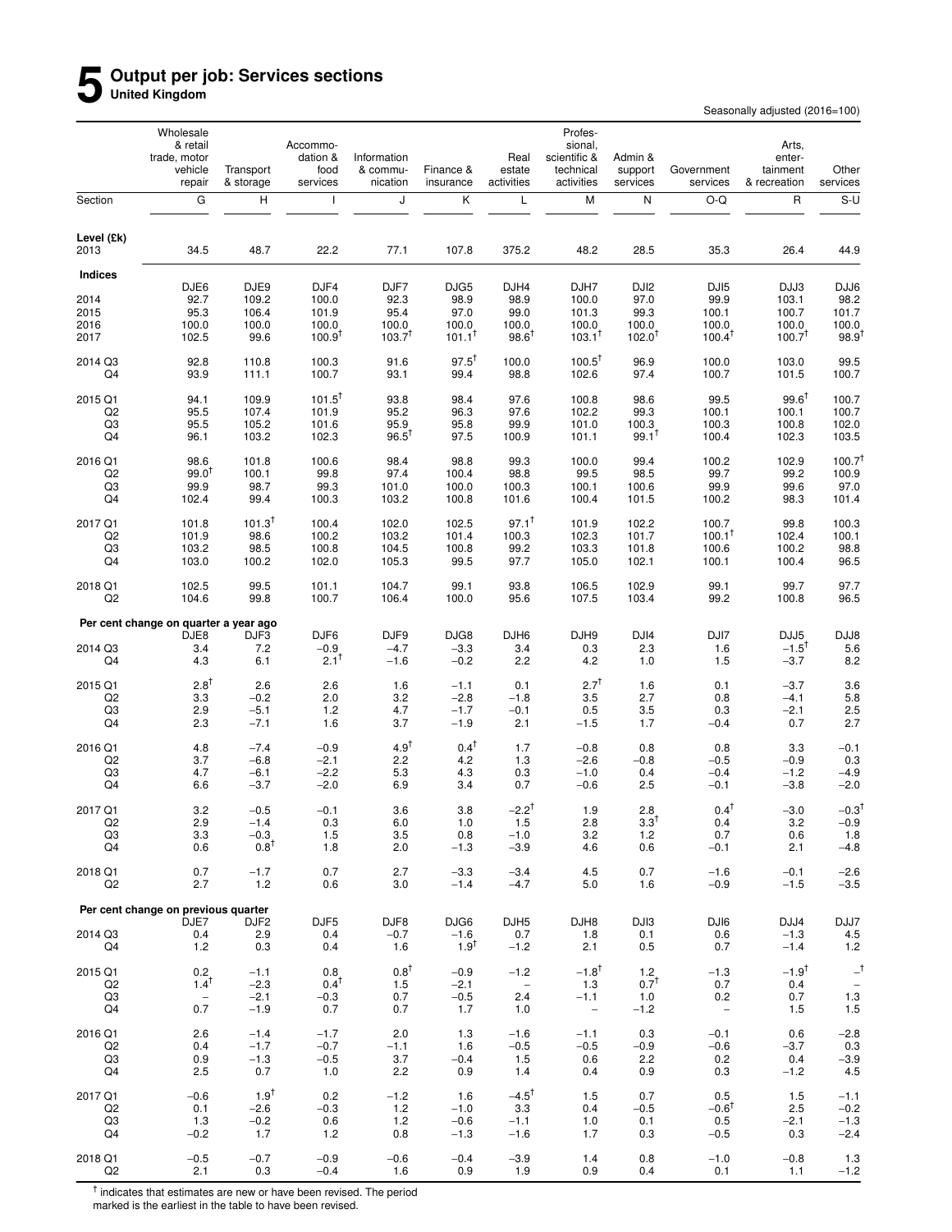# 5 Output per job: Services sections

**United Kingdom**

Seasonally adjusted (2016=100)

| | Wholesale & retail trade, motor vehicle repair | Transport & storage | Accommodation & food services | Information & communication | Finance & insurance | Real estate activities | Professional, scientific & technical activities | Admin & support services | Government services | Arts, entertainment & recreation | Other services |
|---|---|---|---|---|---|---|---|---|---|---|---|
| Section | G | H | I | J | K | L | M | N | O-Q | R | S-U |
| **Level (£k)** | | | | | | | | | | | |
| 2013 | 34.5 | 48.7 | 22.2 | 77.1 | 107.8 | 375.2 | 48.2 | 28.5 | 35.3 | 26.4 | 44.9 |
| **Indices** | | | | | | | | | | | |
| | DJE6 | DJE9 | DJF4 | DJF7 | DJG5 | DJH4 | DJH7 | DJI2 | DJI5 | DJJ3 | DJJ6 |
| 2014 | 92.7 | 109.2 | 100.0 | 92.3 | 98.9 | 98.9 | 100.0 | 97.0 | 99.9 | 103.1 | 98.2 |
| 2015 | 95.3 | 106.4 | 101.9 | 95.4 | 97.0 | 99.0 | 101.3 | 99.3 | 100.1 | 100.7 | 101.7 |
| 2016 | 100.0 | 100.0 | 100.0 | 100.0 | 100.0 | 100.0 | 100.0 | 100.0 | 100.0 | 100.0 | 100.0 |
| 2017 | 102.5 | 99.6 | 100.9† | 103.7† | 101.1† | 98.6† | 103.1† | 102.0† | 100.4† | 100.7† | 98.9† |
| 2014 Q3 | 92.8 | 110.8 | 100.3 | 91.6 | 97.5† | 100.0 | 100.5† | 96.9 | 100.0 | 103.0 | 99.5 |
| Q4 | 93.9 | 111.1 | 100.7 | 93.1 | 99.4 | 98.8 | 102.6 | 97.4 | 100.7 | 101.5 | 100.7 |
| 2015 Q1 | 94.1 | 109.9 | 101.5† | 93.8 | 98.4 | 97.6 | 100.8 | 98.6 | 99.5 | 99.6† | 100.7 |
| Q2 | 95.5 | 107.4 | 101.9 | 95.2 | 96.3 | 97.6 | 102.2 | 99.3 | 100.1 | 100.1 | 100.7 |
| Q3 | 95.5 | 105.2 | 101.6 | 95.9 | 95.8 | 99.9 | 101.0 | 100.3 | 100.3 | 100.8 | 102.0 |
| Q4 | 96.1 | 103.2 | 102.3 | 96.5† | 97.5 | 100.9 | 101.1 | 99.1† | 100.4 | 102.3 | 103.5 |
| 2016 Q1 | 98.6 | 101.8 | 100.6 | 98.4 | 98.8 | 99.3 | 100.0 | 99.4 | 100.2 | 102.9 | 100.7† |
| Q2 | 99.0† | 100.1 | 99.8 | 97.4 | 100.4 | 98.8 | 99.5 | 98.5 | 99.7 | 99.2 | 100.9 |
| Q3 | 99.9 | 98.7 | 99.3 | 101.0 | 100.0 | 100.3 | 100.1 | 100.6 | 99.9 | 99.6 | 97.0 |
| Q4 | 102.4 | 99.4 | 100.3 | 103.2 | 100.8 | 101.6 | 100.4 | 101.5 | 100.2 | 98.3 | 101.4 |
| 2017 Q1 | 101.8 | 101.3† | 100.4 | 102.0 | 102.5 | 97.1† | 101.9 | 102.2 | 100.7 | 99.8 | 100.3 |
| Q2 | 101.9 | 98.6 | 100.2 | 103.2 | 101.4 | 100.3 | 102.3 | 101.7 | 100.1† | 102.4 | 100.1 |
| Q3 | 103.2 | 98.5 | 100.8 | 104.5 | 100.8 | 99.2 | 103.3 | 101.8 | 100.6 | 100.2 | 98.8 |
| Q4 | 103.0 | 100.2 | 102.0 | 105.3 | 99.5 | 97.7 | 105.0 | 102.1 | 100.1 | 100.4 | 96.5 |
| 2018 Q1 | 102.5 | 99.5 | 101.1 | 104.7 | 99.1 | 93.8 | 106.5 | 102.9 | 99.1 | 99.7 | 97.7 |
| Q2 | 104.6 | 99.8 | 100.7 | 106.4 | 100.0 | 95.6 | 107.5 | 103.4 | 99.2 | 100.8 | 96.5 |
| **Per cent change on quarter a year ago** | | | | | | | | | | | |
| | DJE8 | DJF3 | DJF6 | DJF9 | DJG8 | DJH6 | DJH9 | DJI4 | DJI7 | DJJ5 | DJJ8 |
| 2014 Q3 | 3.4 | 7.2 | −0.9 | −4.7 | −3.3 | 3.4 | 0.3 | 2.3 | 1.6 | −1.5† | 5.6 |
| Q4 | 4.3 | 6.1 | 2.1† | −1.6 | −0.2 | 2.2 | 4.2 | 1.0 | 1.5 | −3.7 | 8.2 |
| 2015 Q1 | 2.8† | 2.6 | 2.6 | 1.6 | −1.1 | 0.1 | 2.7† | 1.6 | 0.1 | −3.7 | 3.6 |
| Q2 | 3.3 | −0.2 | 2.0 | 3.2 | −2.8 | −1.8 | 3.5 | 2.7 | 0.8 | −4.1 | 5.8 |
| Q3 | 2.9 | −5.1 | 1.2 | 4.7 | −1.7 | −0.1 | 0.5 | 3.5 | 0.3 | −2.1 | 2.5 |
| Q4 | 2.3 | −7.1 | 1.6 | 3.7 | −1.9 | 2.1 | −1.5 | 1.7 | −0.4 | 0.7 | 2.7 |
| 2016 Q1 | 4.8 | −7.4 | −0.9 | 4.9† | 0.4† | 1.7 | −0.8 | 0.8 | 0.8 | 3.3 | −0.1 |
| Q2 | 3.7 | −6.8 | −2.1 | 2.2 | 4.2 | 1.3 | −2.6 | −0.8 | −0.5 | −0.9 | 0.3 |
| Q3 | 4.7 | −6.1 | −2.2 | 5.3 | 4.3 | 0.3 | −1.0 | 0.4 | −0.4 | −1.2 | −4.9 |
| Q4 | 6.6 | −3.7 | −2.0 | 6.9 | 3.4 | 0.7 | −0.6 | 2.5 | −0.1 | −3.8 | −2.0 |
| 2017 Q1 | 3.2 | −0.5 | −0.1 | 3.6 | 3.8 | −2.2† | 1.9 | 2.8 | 0.4† | −3.0 | −0.3† |
| Q2 | 2.9 | −1.4 | 0.3 | 6.0 | 1.0 | 1.5 | 2.8 | 3.3† | 0.4 | 3.2 | −0.9 |
| Q3 | 3.3 | −0.3 | 1.5 | 3.5 | 0.8 | −1.0 | 3.2 | 1.2 | 0.7 | 0.6 | 1.8 |
| Q4 | 0.6 | 0.8† | 1.8 | 2.0 | −1.3 | −3.9 | 4.6 | 0.6 | −0.1 | 2.1 | −4.8 |
| 2018 Q1 | 0.7 | −1.7 | 0.7 | 2.7 | −3.3 | −3.4 | 4.5 | 0.7 | −1.6 | −0.1 | −2.6 |
| Q2 | 2.7 | 1.2 | 0.6 | 3.0 | −1.4 | −4.7 | 5.0 | 1.6 | −0.9 | −1.5 | −3.5 |
| **Per cent change on previous quarter** | | | | | | | | | | | |
| | DJE7 | DJF2 | DJF5 | DJF8 | DJG6 | DJH5 | DJH8 | DJI3 | DJI6 | DJJ4 | DJJ7 |
| 2014 Q3 | 0.4 | 2.9 | 0.4 | −0.7 | −1.6 | 0.7 | 1.8 | 0.1 | 0.6 | −1.3 | 4.5 |
| Q4 | 1.2 | 0.3 | 0.4 | 1.6 | 1.9† | −1.2 | 2.1 | 0.5 | 0.7 | −1.4 | 1.2 |
| 2015 Q1 | 0.2 | −1.1 | 0.8 | 0.8† | −0.9 | −1.2 | −1.8† | 1.2 | −1.3 | −1.9† | –† |
| Q2 | 1.4† | −2.3 | 0.4† | 1.5 | −2.1 | – | 1.3 | 0.7† | 0.7 | 0.4 | – |
| Q3 | – | −2.1 | −0.3 | 0.7 | −0.5 | 2.4 | −1.1 | 1.0 | 0.2 | 0.7 | 1.3 |
| Q4 | 0.7 | −1.9 | 0.7 | 0.7 | 1.7 | 1.0 | – | −1.2 | – | 1.5 | 1.5 |
| 2016 Q1 | 2.6 | −1.4 | −1.7 | 2.0 | 1.3 | −1.6 | −1.1 | 0.3 | −0.1 | 0.6 | −2.8 |
| Q2 | 0.4 | −1.7 | −0.7 | −1.1 | 1.6 | −0.5 | −0.5 | −0.9 | −0.6 | −3.7 | 0.3 |
| Q3 | 0.9 | −1.3 | −0.5 | 3.7 | −0.4 | 1.5 | 0.6 | 2.2 | 0.2 | 0.4 | −3.9 |
| Q4 | 2.5 | 0.7 | 1.0 | 2.2 | 0.9 | 1.4 | 0.4 | 0.9 | 0.3 | −1.2 | 4.5 |
| 2017 Q1 | −0.6 | 1.9† | 0.2 | −1.2 | 1.6 | −4.5† | 1.5 | 0.7 | 0.5 | 1.5 | −1.1 |
| Q2 | 0.1 | −2.6 | −0.3 | 1.2 | −1.0 | 3.3 | 0.4 | −0.5 | −0.6† | 2.5 | −0.2 |
| Q3 | 1.3 | −0.2 | 0.6 | 1.2 | −0.6 | −1.1 | 1.0 | 0.1 | 0.5 | −2.1 | −1.3 |
| Q4 | −0.2 | 1.7 | 1.2 | 0.8 | −1.3 | −1.6 | 1.7 | 0.3 | −0.5 | 0.3 | −2.4 |
| 2018 Q1 | −0.5 | −0.7 | −0.9 | −0.6 | −0.4 | −3.9 | 1.4 | 0.8 | −1.0 | −0.8 | 1.3 |
| Q2 | 2.1 | 0.3 | −0.4 | 1.6 | 0.9 | 1.9 | 0.9 | 0.4 | 0.1 | 1.1 | −1.2 |

† indicates that estimates are new or have been revised. The period marked is the earliest in the table to have been revised.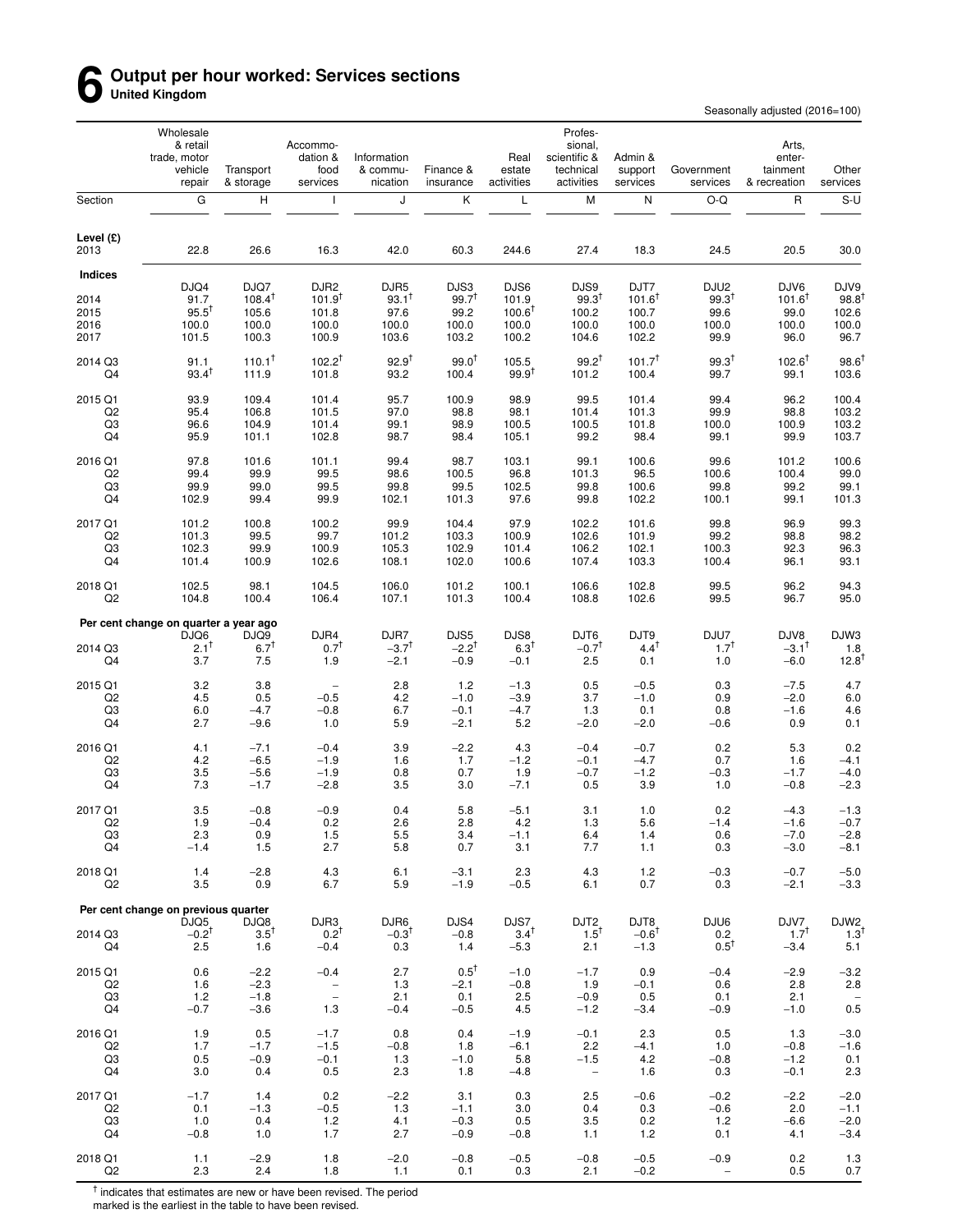# 6 Output per hour worked: Services sections

**United Kingdom**

Seasonally adjusted (2016=100)

| | Wholesale & retail trade, motor vehicle repair | Transport & storage | Accommodation & food services | Information & communication | Finance & insurance | Real estate activities | Professional, scientific & technical activities | Admin & support services | Government services | Arts, entertainment & recreation | Other services |
|---|---|---|---|---|---|---|---|---|---|---|---|
| Section | G | H | I | J | K | L | M | N | O-Q | R | S-U |
| **Level (£)** | | | | | | | | | | | |
| 2013 | 22.8 | 26.6 | 16.3 | 42.0 | 60.3 | 244.6 | 27.4 | 18.3 | 24.5 | 20.5 | 30.0 |
| **Indices** | DJQ4 | DJQ7 | DJR2 | DJR5 | DJS3 | DJS6 | DJS9 | DJT7 | DJU2 | DJV6 | DJV9 |
| 2014 | 91.7 | 108.4† | 101.9† | 93.1† | 99.7† | 101.9 | 99.3† | 101.6† | 99.3† | 101.6† | 98.8† |
| 2015 | 95.5† | 105.6 | 101.8 | 97.6 | 99.2 | 100.6† | 100.2 | 100.7 | 99.6 | 99.0 | 102.6 |
| 2016 | 100.0 | 100.0 | 100.0 | 100.0 | 100.0 | 100.0 | 100.0 | 100.0 | 100.0 | 100.0 | 100.0 |
| 2017 | 101.5 | 100.3 | 100.9 | 103.6 | 103.2 | 100.2 | 104.6 | 102.2 | 99.9 | 96.0 | 96.7 |
| 2014 Q3 | 91.1 | 110.1† | 102.2† | 92.9† | 99.0† | 105.5 | 99.2† | 101.7† | 99.3† | 102.6† | 98.6† |
| Q4 | 93.4† | 111.9 | 101.8 | 93.2 | 100.4 | 99.9† | 101.2 | 100.4 | 99.7 | 99.1 | 103.6 |
| 2015 Q1 | 93.9 | 109.4 | 101.4 | 95.7 | 100.9 | 98.9 | 99.5 | 101.4 | 99.4 | 96.2 | 100.4 |
| Q2 | 95.4 | 106.8 | 101.5 | 97.0 | 98.8 | 98.1 | 101.4 | 101.3 | 99.9 | 98.8 | 103.2 |
| Q3 | 96.6 | 104.9 | 101.4 | 99.1 | 98.9 | 100.5 | 100.5 | 101.8 | 100.0 | 100.9 | 103.2 |
| Q4 | 95.9 | 101.1 | 102.8 | 98.7 | 98.4 | 105.1 | 99.2 | 98.4 | 99.1 | 99.9 | 103.7 |
| 2016 Q1 | 97.8 | 101.6 | 101.1 | 99.4 | 98.7 | 103.1 | 99.1 | 100.6 | 99.6 | 101.2 | 100.6 |
| Q2 | 99.4 | 99.9 | 99.5 | 98.6 | 100.5 | 96.8 | 101.3 | 96.5 | 100.6 | 100.4 | 99.0 |
| Q3 | 99.9 | 99.0 | 99.5 | 99.8 | 99.5 | 102.5 | 99.8 | 100.6 | 99.8 | 99.2 | 99.1 |
| Q4 | 102.9 | 99.4 | 99.9 | 102.1 | 101.3 | 97.6 | 99.8 | 102.2 | 100.1 | 99.1 | 101.3 |
| 2017 Q1 | 101.2 | 100.8 | 100.2 | 99.9 | 104.4 | 97.9 | 102.2 | 101.6 | 99.8 | 96.9 | 99.3 |
| Q2 | 101.3 | 99.5 | 99.7 | 101.2 | 103.3 | 100.9 | 102.6 | 101.9 | 99.2 | 98.8 | 98.2 |
| Q3 | 102.3 | 99.9 | 100.9 | 105.3 | 102.9 | 101.4 | 106.2 | 102.1 | 100.3 | 92.3 | 96.3 |
| Q4 | 101.4 | 100.9 | 102.6 | 108.1 | 102.0 | 100.6 | 107.4 | 103.3 | 100.4 | 96.1 | 93.1 |
| 2018 Q1 | 102.5 | 98.1 | 104.5 | 106.0 | 101.2 | 100.1 | 106.6 | 102.8 | 99.5 | 96.2 | 94.3 |
| Q2 | 104.8 | 100.4 | 106.4 | 107.1 | 101.3 | 100.4 | 108.8 | 102.6 | 99.5 | 96.7 | 95.0 |
| **Per cent change on quarter a year ago** | DJQ6 | DJQ9 | DJR4 | DJR7 | DJS5 | DJS8 | DJT6 | DJT9 | DJU7 | DJV8 | DJW3 |
| 2014 Q3 | 2.1† | 6.7† | 0.7† | −3.7† | −2.2† | 6.3† | −0.7† | 4.4† | 1.7† | −3.1† | 1.8 |
| Q4 | 3.7 | 7.5 | 1.9 | −2.1 | −0.9 | −0.1 | 2.5 | 0.1 | 1.0 | −6.0 | 12.8† |
| 2015 Q1 | 3.2 | 3.8 | – | 2.8 | 1.2 | −1.3 | 0.5 | −0.5 | 0.3 | −7.5 | 4.7 |
| Q2 | 4.5 | 0.5 | −0.5 | 4.2 | −1.0 | −3.9 | 3.7 | −1.0 | 0.9 | −2.0 | 6.0 |
| Q3 | 6.0 | −4.7 | −0.8 | 6.7 | −0.1 | −4.7 | 1.3 | 0.1 | 0.8 | −1.6 | 4.6 |
| Q4 | 2.7 | −9.6 | 1.0 | 5.9 | −2.1 | 5.2 | −2.0 | −2.0 | −0.6 | 0.9 | 0.1 |
| 2016 Q1 | 4.1 | −7.1 | −0.4 | 3.9 | −2.2 | 4.3 | −0.4 | −0.7 | 0.2 | 5.3 | 0.2 |
| Q2 | 4.2 | −6.5 | −1.9 | 1.6 | 1.7 | −1.2 | −0.1 | −4.7 | 0.7 | 1.6 | −4.1 |
| Q3 | 3.5 | −5.6 | −1.9 | 0.8 | 0.7 | 1.9 | −0.7 | −1.2 | −0.3 | −1.7 | −4.0 |
| Q4 | 7.3 | −1.7 | −2.8 | 3.5 | 3.0 | −7.1 | 0.5 | 3.9 | 1.0 | −0.8 | −2.3 |
| 2017 Q1 | 3.5 | −0.8 | −0.9 | 0.4 | 5.8 | −5.1 | 3.1 | 1.0 | 0.2 | −4.3 | −1.3 |
| Q2 | 1.9 | −0.4 | 0.2 | 2.6 | 2.8 | 4.2 | 1.3 | 5.6 | −1.4 | −1.6 | −0.7 |
| Q3 | 2.3 | 0.9 | 1.5 | 5.5 | 3.4 | −1.1 | 6.4 | 1.4 | 0.6 | −7.0 | −2.8 |
| Q4 | −1.4 | 1.5 | 2.7 | 5.8 | 0.7 | 3.1 | 7.7 | 1.1 | 0.3 | −3.0 | −8.1 |
| 2018 Q1 | 1.4 | −2.8 | 4.3 | 6.1 | −3.1 | 2.3 | 4.3 | 1.2 | −0.3 | −0.7 | −5.0 |
| Q2 | 3.5 | 0.9 | 6.7 | 5.9 | −1.9 | −0.5 | 6.1 | 0.7 | 0.3 | −2.1 | −3.3 |
| **Per cent change on previous quarter** | DJQ5 | DJQ8 | DJR3 | DJR6 | DJS4 | DJS7 | DJT2 | DJT8 | DJU6 | DJV7 | DJW2 |
| 2014 Q3 | −0.2† | 3.5† | 0.2† | −0.3† | −0.8 | 3.4† | 1.5† | −0.6† | 0.2 | 1.7† | 1.3† |
| Q4 | 2.5 | 1.6 | −0.4 | 0.3 | 1.4 | −5.3 | 2.1 | −1.3 | 0.5† | −3.4 | 5.1 |
| 2015 Q1 | 0.6 | −2.2 | −0.4 | 2.7 | 0.5† | −1.0 | −1.7 | 0.9 | −0.4 | −2.9 | −3.2 |
| Q2 | 1.6 | −2.3 | – | 1.3 | −2.1 | −0.8 | 1.9 | −0.1 | 0.6 | 2.8 | 2.8 |
| Q3 | 1.2 | −1.8 | – | 2.1 | 0.1 | 2.5 | −0.9 | 0.5 | 0.1 | 2.1 | – |
| Q4 | −0.7 | −3.6 | 1.3 | −0.4 | −0.5 | 4.5 | −1.2 | −3.4 | −0.9 | −1.0 | 0.5 |
| 2016 Q1 | 1.9 | 0.5 | −1.7 | 0.8 | 0.4 | −1.9 | −0.1 | 2.3 | 0.5 | 1.3 | −3.0 |
| Q2 | 1.7 | −1.7 | −1.5 | −0.8 | 1.8 | −6.1 | 2.2 | −4.1 | 1.0 | −0.8 | −1.6 |
| Q3 | 0.5 | −0.9 | −0.1 | 1.3 | −1.0 | 5.8 | −1.5 | 4.2 | −0.8 | −1.2 | 0.1 |
| Q4 | 3.0 | 0.4 | 0.5 | 2.3 | 1.8 | −4.8 | – | 1.6 | 0.3 | −0.1 | 2.3 |
| 2017 Q1 | −1.7 | 1.4 | 0.2 | −2.2 | 3.1 | 0.3 | 2.5 | −0.6 | −0.2 | −2.2 | −2.0 |
| Q2 | 0.1 | −1.3 | −0.5 | 1.3 | −1.1 | 3.0 | 0.4 | 0.3 | −0.6 | 2.0 | −1.1 |
| Q3 | 1.0 | 0.4 | 1.2 | 4.1 | −0.3 | 0.5 | 3.5 | 0.2 | 1.2 | −6.6 | −2.0 |
| Q4 | −0.8 | 1.0 | 1.7 | 2.7 | −0.9 | −0.8 | 1.1 | 1.2 | 0.1 | 4.1 | −3.4 |
| 2018 Q1 | 1.1 | −2.9 | 1.8 | −2.0 | −0.8 | −0.5 | −0.8 | −0.5 | −0.9 | 0.2 | 1.3 |
| Q2 | 2.3 | 2.4 | 1.8 | 1.1 | 0.1 | 0.3 | 2.1 | −0.2 | – | 0.5 | 0.7 |

† indicates that estimates are new or have been revised. The period marked is the earliest in the table to have been revised.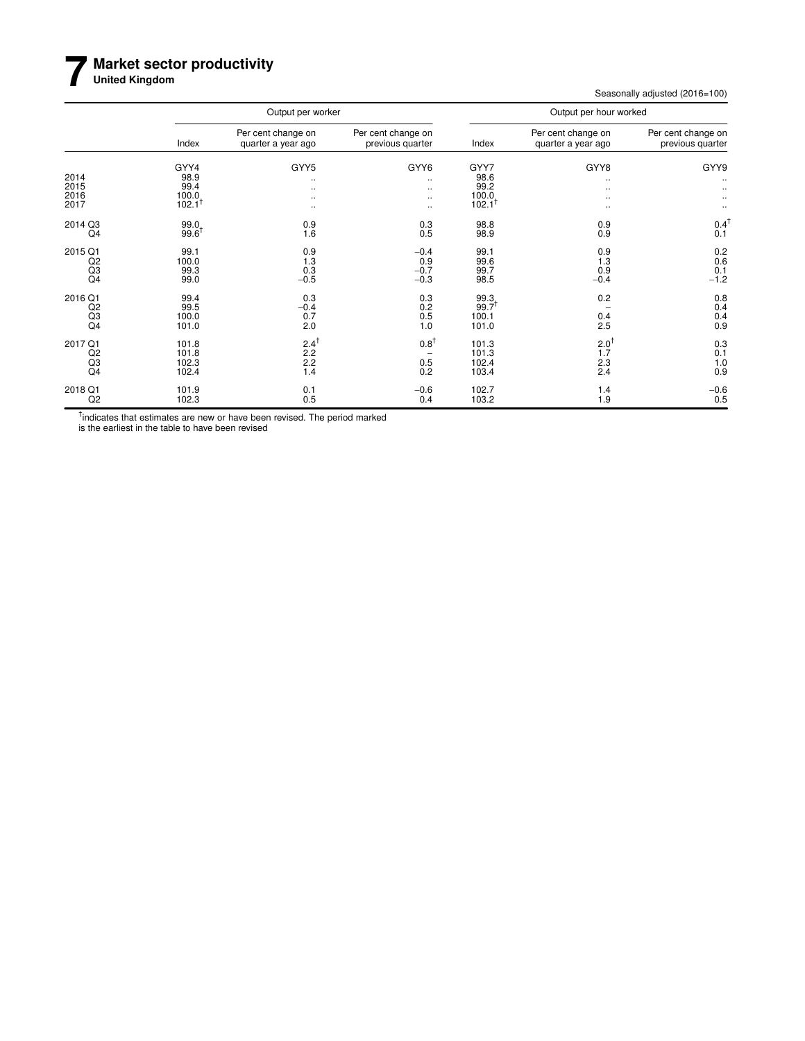# 7 Market sector productivity

**United Kingdom**

Seasonally adjusted (2016=100)

| | Output per worker | | | Output per hour worked | | |
|---|---|---|---|---|---|---|
| | Index | Per cent change on quarter a year ago | Per cent change on previous quarter | Index | Per cent change on quarter a year ago | Per cent change on previous quarter |
| | GYY4 | GYY5 | GYY6 | GYY7 | GYY8 | GYY9 |
| 2014 | 98.9 | .. | .. | 98.6 | .. | .. |
| 2015 | 99.4 | .. | .. | 99.2 | .. | .. |
| 2016 | 100.0 | .. | .. | 100.0 | .. | .. |
| 2017 | 102.1† | .. | .. | 102.1† | .. | .. |
| 2014 Q3 | 99.0 | 0.9 | 0.3 | 98.8 | 0.9 | 0.4† |
| Q4 | 99.6† | 1.6 | 0.5 | 98.9 | 0.9 | 0.1 |
| 2015 Q1 | 99.1 | 0.9 | −0.4 | 99.1 | 0.9 | 0.2 |
| Q2 | 100.0 | 1.3 | 0.9 | 99.6 | 1.3 | 0.6 |
| Q3 | 99.3 | 0.3 | −0.7 | 99.7 | 0.9 | 0.1 |
| Q4 | 99.0 | −0.5 | −0.3 | 98.5 | −0.4 | −1.2 |
| 2016 Q1 | 99.4 | 0.3 | 0.3 | 99.3 | 0.2 | 0.8 |
| Q2 | 99.5 | −0.4 | 0.2 | 99.7† | – | 0.4 |
| Q3 | 100.0 | 0.7 | 0.5 | 100.1 | 0.4 | 0.4 |
| Q4 | 101.0 | 2.0 | 1.0 | 101.0 | 2.5 | 0.9 |
| 2017 Q1 | 101.8 | 2.4† | 0.8† | 101.3 | 2.0† | 0.3 |
| Q2 | 101.8 | 2.2 | – | 101.3 | 1.7 | 0.1 |
| Q3 | 102.3 | 2.2 | 0.5 | 102.4 | 2.3 | 1.0 |
| Q4 | 102.4 | 1.4 | 0.2 | 103.4 | 2.4 | 0.9 |
| 2018 Q1 | 101.9 | 0.1 | −0.6 | 102.7 | 1.4 | −0.6 |
| Q2 | 102.3 | 0.5 | 0.4 | 103.2 | 1.9 | 0.5 |

† indicates that estimates are new or have been revised. The period marked is the earliest in the table to have been revised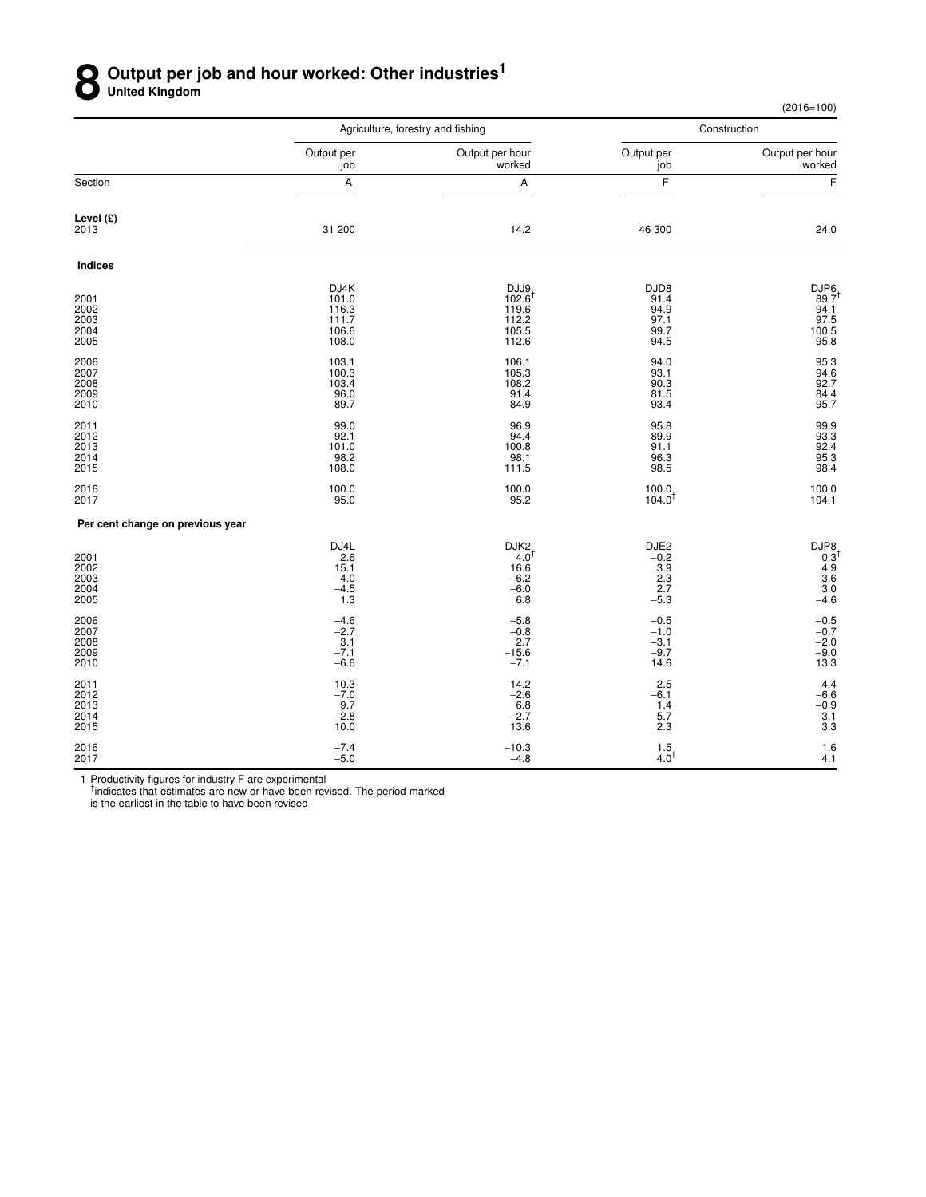# 8 Output per job and hour worked: Other industries[1]

**United Kingdom**

(2016=100)

| | Agriculture, forestry and fishing | | Construction | |
|---|---|---|---|---|
| | Output per job | Output per hour worked | Output per job | Output per hour worked |
| Section | A | A | F | F |
| **Level (£)** | | | | |
| 2013 | 31 200 | 14.2 | 46 300 | 24.0 |
| **Indices** | | | | |
| | DJ4K | DJJ9 | DJD8 | DJP6 |
| 2001 | 101.0 | 102.6[†] | 91.4 | 89.7[†] |
| 2002 | 116.3 | 119.6 | 94.9 | 94.1 |
| 2003 | 111.7 | 112.2 | 97.1 | 97.5 |
| 2004 | 106.6 | 105.5 | 99.7 | 100.5 |
| 2005 | 108.0 | 112.6 | 94.5 | 95.8 |
| 2006 | 103.1 | 106.1 | 94.0 | 95.3 |
| 2007 | 100.3 | 105.3 | 93.1 | 94.6 |
| 2008 | 103.4 | 108.2 | 90.3 | 92.7 |
| 2009 | 96.0 | 91.4 | 81.5 | 84.4 |
| 2010 | 89.7 | 84.9 | 93.4 | 95.7 |
| 2011 | 99.0 | 96.9 | 95.8 | 99.9 |
| 2012 | 92.1 | 94.4 | 89.9 | 93.3 |
| 2013 | 101.0 | 100.8 | 91.1 | 92.4 |
| 2014 | 98.2 | 98.1 | 96.3 | 95.3 |
| 2015 | 108.0 | 111.5 | 98.5 | 98.4 |
| 2016 | 100.0 | 100.0 | 100.0 | 100.0 |
| 2017 | 95.0 | 95.2 | 104.0[†] | 104.1 |
| **Per cent change on previous year** | | | | |
| | DJ4L | DJK2 | DJE2 | DJP8 |
| 2001 | 2.6 | 4.0[†] | –0.2 | 0.3[†] |
| 2002 | 15.1 | 16.6 | 3.9 | 4.9 |
| 2003 | –4.0 | –6.2 | 2.3 | 3.6 |
| 2004 | –4.5 | –6.0 | 2.7 | 3.0 |
| 2005 | 1.3 | 6.8 | –5.3 | –4.6 |
| 2006 | –4.6 | –5.8 | –0.5 | –0.5 |
| 2007 | –2.7 | –0.8 | –1.0 | –0.7 |
| 2008 | 3.1 | 2.7 | –3.1 | –2.0 |
| 2009 | –7.1 | –15.6 | –9.7 | –9.0 |
| 2010 | –6.6 | –7.1 | 14.6 | 13.3 |
| 2011 | 10.3 | 14.2 | 2.5 | 4.4 |
| 2012 | –7.0 | –2.6 | –6.1 | –6.6 |
| 2013 | 9.7 | 6.8 | 1.4 | –0.9 |
| 2014 | –2.8 | –2.7 | 5.7 | 3.1 |
| 2015 | 10.0 | 13.6 | 2.3 | 3.3 |
| 2016 | –7.4 | –10.3 | 1.5 | 1.6 |
| 2017 | –5.0 | –4.8 | 4.0[†] | 4.1 |

1 Productivity figures for industry F are experimental
[†]indicates that estimates are new or have been revised. The period marked is the earliest in the table to have been revised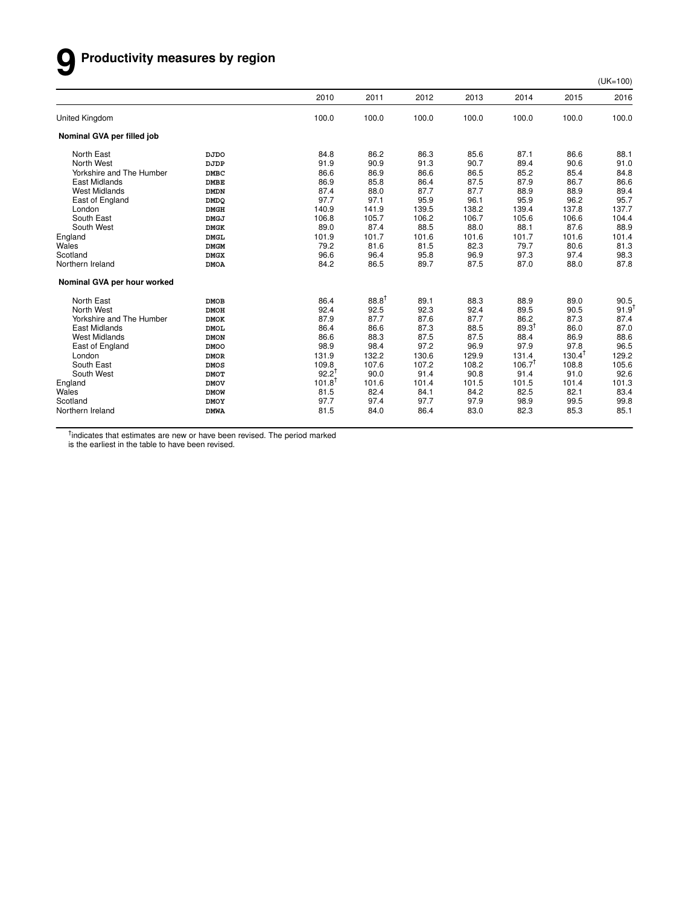# 9 Productivity measures by region

(UK=100)

| | | 2010 | 2011 | 2012 | 2013 | 2014 | 2015 | 2016 |
|---|---|---|---|---|---|---|---|---|
| United Kingdom | | 100.0 | 100.0 | 100.0 | 100.0 | 100.0 | 100.0 | 100.0 |
| **Nominal GVA per filled job** | | | | | | | | |
| North East | DJDO | 84.8 | 86.2 | 86.3 | 85.6 | 87.1 | 86.6 | 88.1 |
| North West | DJDP | 91.9 | 90.9 | 91.3 | 90.7 | 89.4 | 90.6 | 91.0 |
| Yorkshire and The Humber | DMBC | 86.6 | 86.9 | 86.6 | 86.5 | 85.2 | 85.4 | 84.8 |
| East Midlands | DMBE | 86.9 | 85.8 | 86.4 | 87.5 | 87.9 | 86.7 | 86.6 |
| West Midlands | DMDN | 87.4 | 88.0 | 87.7 | 87.7 | 88.9 | 88.9 | 89.4 |
| East of England | DMDQ | 97.7 | 97.1 | 95.9 | 96.1 | 95.9 | 96.2 | 95.7 |
| London | DMGH | 140.9 | 141.9 | 139.5 | 138.2 | 139.4 | 137.8 | 137.7 |
| South East | DMGJ | 106.8 | 105.7 | 106.2 | 106.7 | 105.6 | 106.6 | 104.4 |
| South West | DMGK | 89.0 | 87.4 | 88.5 | 88.0 | 88.1 | 87.6 | 88.9 |
| England | DMGL | 101.9 | 101.7 | 101.6 | 101.6 | 101.7 | 101.6 | 101.4 |
| Wales | DMGM | 79.2 | 81.6 | 81.5 | 82.3 | 79.7 | 80.6 | 81.3 |
| Scotland | DMGX | 96.6 | 96.4 | 95.8 | 96.9 | 97.3 | 97.4 | 98.3 |
| Northern Ireland | DMOA | 84.2 | 86.5 | 89.7 | 87.5 | 87.0 | 88.0 | 87.8 |
| **Nominal GVA per hour worked** | | | | | | | | |
| North East | DMOB | 86.4 | 88.8† | 89.1 | 88.3 | 88.9 | 89.0 | 90.5 |
| North West | DMOH | 92.4 | 92.5 | 92.3 | 92.4 | 89.5 | 90.5 | 91.9† |
| Yorkshire and The Humber | DMOK | 87.9 | 87.7 | 87.6 | 87.7 | 86.2 | 87.3 | 87.4 |
| East Midlands | DMOL | 86.4 | 86.6 | 87.3 | 88.5 | 89.3† | 86.0 | 87.0 |
| West Midlands | DMON | 86.6 | 88.3 | 87.5 | 87.5 | 88.4 | 86.9 | 88.6 |
| East of England | DMOO | 98.9 | 98.4 | 97.2 | 96.9 | 97.9 | 97.8 | 96.5 |
| London | DMOR | 131.9 | 132.2 | 130.6 | 129.9 | 131.4 | 130.4† | 129.2 |
| South East | DMOS | 109.8 | 107.6 | 107.2 | 108.2 | 106.7† | 108.8 | 105.6 |
| South West | DMOT | 92.2† | 90.0 | 91.4 | 90.8 | 91.4 | 91.0 | 92.6 |
| England | DMOV | 101.8† | 101.6 | 101.4 | 101.5 | 101.5 | 101.4 | 101.3 |
| Wales | DMOW | 81.5 | 82.4 | 84.1 | 84.2 | 82.5 | 82.1 | 83.4 |
| Scotland | DMOY | 97.7 | 97.4 | 97.7 | 97.9 | 98.9 | 99.5 | 99.8 |
| Northern Ireland | DMWA | 81.5 | 84.0 | 86.4 | 83.0 | 82.3 | 85.3 | 85.1 |

† indicates that estimates are new or have been revised. The period marked is the earliest in the table to have been revised.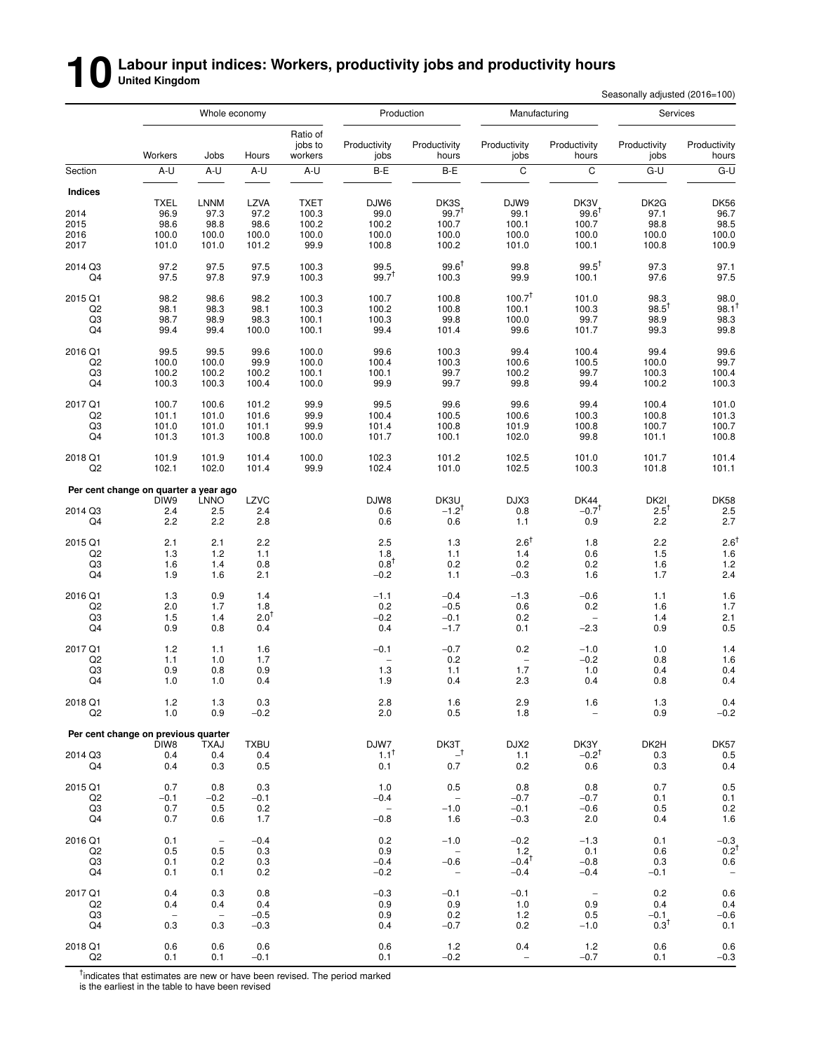# 10 Labour input indices: Workers, productivity jobs and productivity hours

**United Kingdom**

Seasonally adjusted (2016=100)

| | Whole economy | | | | Production | | Manufacturing | | Services | |
|---|---|---|---|---|---|---|---|---|---|---|
| | Workers | Jobs | Hours | Ratio of jobs to workers | Productivity jobs | Productivity hours | Productivity jobs | Productivity hours | Productivity jobs | Productivity hours |
| Section | A-U | A-U | A-U | A-U | B-E | B-E | C | C | G-U | G-U |
| **Indices** | | | | | | | | | | |
| | TXEL | LNNM | LZVA | TXET | DJW6 | DK3S | DJW9 | DK3V | DK2G | DK56 |
| 2014 | 96.9 | 97.3 | 97.2 | 100.3 | 99.0 | 99.7† | 99.1 | 99.6† | 97.1 | 96.7 |
| 2015 | 98.6 | 98.8 | 98.6 | 100.2 | 100.2 | 100.7 | 100.1 | 100.7 | 98.8 | 98.5 |
| 2016 | 100.0 | 100.0 | 100.0 | 100.0 | 100.0 | 100.0 | 100.0 | 100.0 | 100.0 | 100.0 |
| 2017 | 101.0 | 101.0 | 101.2 | 99.9 | 100.8 | 100.2 | 101.0 | 100.1 | 100.8 | 100.9 |
| 2014 Q3 | 97.2 | 97.5 | 97.5 | 100.3 | 99.5 | 99.6† | 99.8 | 99.5† | 97.3 | 97.1 |
| Q4 | 97.5 | 97.8 | 97.9 | 100.3 | 99.7† | 100.3 | 99.9 | 100.1 | 97.6 | 97.5 |
| 2015 Q1 | 98.2 | 98.6 | 98.2 | 100.3 | 100.7 | 100.8 | 100.7† | 101.0 | 98.3 | 98.0 |
| Q2 | 98.1 | 98.3 | 98.1 | 100.3 | 100.2 | 100.8 | 100.1 | 100.3 | 98.5† | 98.1† |
| Q3 | 98.7 | 98.9 | 98.3 | 100.1 | 100.3 | 99.8 | 100.0 | 99.7 | 98.9 | 98.3 |
| Q4 | 99.4 | 99.4 | 100.0 | 100.1 | 99.4 | 101.4 | 99.6 | 101.7 | 99.3 | 99.8 |
| 2016 Q1 | 99.5 | 99.5 | 99.6 | 100.0 | 99.6 | 100.3 | 99.4 | 100.4 | 99.4 | 99.6 |
| Q2 | 100.0 | 100.0 | 99.9 | 100.0 | 100.4 | 100.3 | 100.6 | 100.5 | 100.0 | 99.7 |
| Q3 | 100.2 | 100.2 | 100.2 | 100.1 | 100.1 | 99.7 | 100.2 | 99.7 | 100.3 | 100.4 |
| Q4 | 100.3 | 100.3 | 100.4 | 100.0 | 99.9 | 99.7 | 99.8 | 99.4 | 100.2 | 100.3 |
| 2017 Q1 | 100.7 | 100.6 | 101.2 | 99.9 | 99.5 | 99.6 | 99.6 | 99.4 | 100.4 | 101.0 |
| Q2 | 101.1 | 101.0 | 101.6 | 99.9 | 100.4 | 100.5 | 100.6 | 100.3 | 100.8 | 101.3 |
| Q3 | 101.0 | 101.0 | 101.1 | 99.9 | 101.4 | 100.8 | 101.9 | 100.8 | 100.7 | 100.7 |
| Q4 | 101.3 | 101.3 | 100.8 | 100.0 | 101.7 | 100.1 | 102.0 | 99.8 | 101.1 | 100.8 |
| 2018 Q1 | 101.9 | 101.9 | 101.4 | 100.0 | 102.3 | 101.2 | 102.5 | 101.0 | 101.7 | 101.4 |
| Q2 | 102.1 | 102.0 | 101.4 | 99.9 | 102.4 | 101.0 | 102.5 | 100.3 | 101.8 | 101.1 |
| **Per cent change on quarter a year ago** | | | | | | | | | | |
| | DIW9 | LNNO | LZVC | | DJW8 | DK3U | DJX3 | DK44 | DK2I | DK58 |
| 2014 Q3 | 2.4 | 2.5 | 2.4 | | 0.6 | −1.2† | 0.8 | −0.7† | 2.5† | 2.5 |
| Q4 | 2.2 | 2.2 | 2.8 | | 0.6 | 0.6 | 1.1 | 0.9 | 2.2 | 2.7 |
| 2015 Q1 | 2.1 | 2.1 | 2.2 | | 2.5 | 1.3 | 2.6† | 1.8 | 2.2 | 2.6† |
| Q2 | 1.3 | 1.2 | 1.1 | | 1.8 | 1.1 | 1.4 | 0.6 | 1.5 | 1.6 |
| Q3 | 1.6 | 1.4 | 0.8 | | 0.8† | 0.2 | 0.2 | 0.2 | 1.6 | 1.2 |
| Q4 | 1.9 | 1.6 | 2.1 | | −0.2 | 1.1 | −0.3 | 1.6 | 1.7 | 2.4 |
| 2016 Q1 | 1.3 | 0.9 | 1.4 | | −1.1 | −0.4 | −1.3 | −0.6 | 1.1 | 1.6 |
| Q2 | 2.0 | 1.7 | 1.8 | | 0.2 | −0.5 | 0.6 | 0.2 | 1.6 | 1.7 |
| Q3 | 1.5 | 1.4 | 2.0† | | −0.2 | −0.1 | 0.2 | – | 1.4 | 2.1 |
| Q4 | 0.9 | 0.8 | 0.4 | | 0.4 | −1.7 | 0.1 | −2.3 | 0.9 | 0.5 |
| 2017 Q1 | 1.2 | 1.1 | 1.6 | | −0.1 | −0.7 | 0.2 | −1.0 | 1.0 | 1.4 |
| Q2 | 1.1 | 1.0 | 1.7 | | – | 0.2 | – | −0.2 | 0.8 | 1.6 |
| Q3 | 0.9 | 0.8 | 0.9 | | 1.3 | 1.1 | 1.7 | 1.0 | 0.4 | 0.4 |
| Q4 | 1.0 | 1.0 | 0.4 | | 1.9 | 0.4 | 2.3 | 0.4 | 0.8 | 0.4 |
| 2018 Q1 | 1.2 | 1.3 | 0.3 | | 2.8 | 1.6 | 2.9 | 1.6 | 1.3 | 0.4 |
| Q2 | 1.0 | 0.9 | −0.2 | | 2.0 | 0.5 | 1.8 | – | 0.9 | −0.2 |
| **Per cent change on previous quarter** | | | | | | | | | | |
| | DIW8 | TXAJ | TXBU | | DJW7 | DK3T | DJX2 | DK3Y | DK2H | DK57 |
| 2014 Q3 | 0.4 | 0.4 | 0.4 | | 1.1† | –† | 1.1 | −0.2† | 0.3 | 0.5 |
| Q4 | 0.4 | 0.3 | 0.5 | | 0.1 | 0.7 | 0.2 | 0.6 | 0.3 | 0.4 |
| 2015 Q1 | 0.7 | 0.8 | 0.3 | | 1.0 | 0.5 | 0.8 | 0.8 | 0.7 | 0.5 |
| Q2 | −0.1 | −0.2 | −0.1 | | −0.4 | – | −0.7 | −0.7 | 0.1 | 0.1 |
| Q3 | 0.7 | 0.5 | 0.2 | | – | −1.0 | −0.1 | −0.6 | 0.5 | 0.2 |
| Q4 | 0.7 | 0.6 | 1.7 | | −0.8 | 1.6 | −0.3 | 2.0 | 0.4 | 1.6 |
| 2016 Q1 | 0.1 | – | −0.4 | | 0.2 | −1.0 | −0.2 | −1.3 | 0.1 | −0.3 |
| Q2 | 0.5 | 0.5 | 0.3 | | 0.9 | – | 1.2 | 0.1 | 0.6 | 0.2† |
| Q3 | 0.1 | 0.2 | 0.3 | | −0.4 | −0.6 | −0.4† | −0.8 | 0.3 | 0.6 |
| Q4 | 0.1 | 0.1 | 0.2 | | −0.2 | – | −0.4 | −0.4 | −0.1 | – |
| 2017 Q1 | 0.4 | 0.3 | 0.8 | | −0.3 | −0.1 | −0.1 | – | 0.2 | 0.6 |
| Q2 | 0.4 | 0.4 | 0.4 | | 0.9 | 0.9 | 1.0 | 0.9 | 0.4 | 0.4 |
| Q3 | – | – | −0.5 | | 0.9 | 0.2 | 1.2 | 0.5 | −0.1 | −0.6 |
| Q4 | 0.3 | 0.3 | −0.3 | | 0.4 | −0.7 | 0.2 | −1.0 | 0.3† | 0.1 |
| 2018 Q1 | 0.6 | 0.6 | 0.6 | | 0.6 | 1.2 | 0.4 | 1.2 | 0.6 | 0.6 |
| Q2 | 0.1 | 0.1 | −0.1 | | 0.1 | −0.2 | – | −0.7 | 0.1 | −0.3 |

† indicates that estimates are new or have been revised. The period marked is the earliest in the table to have been revised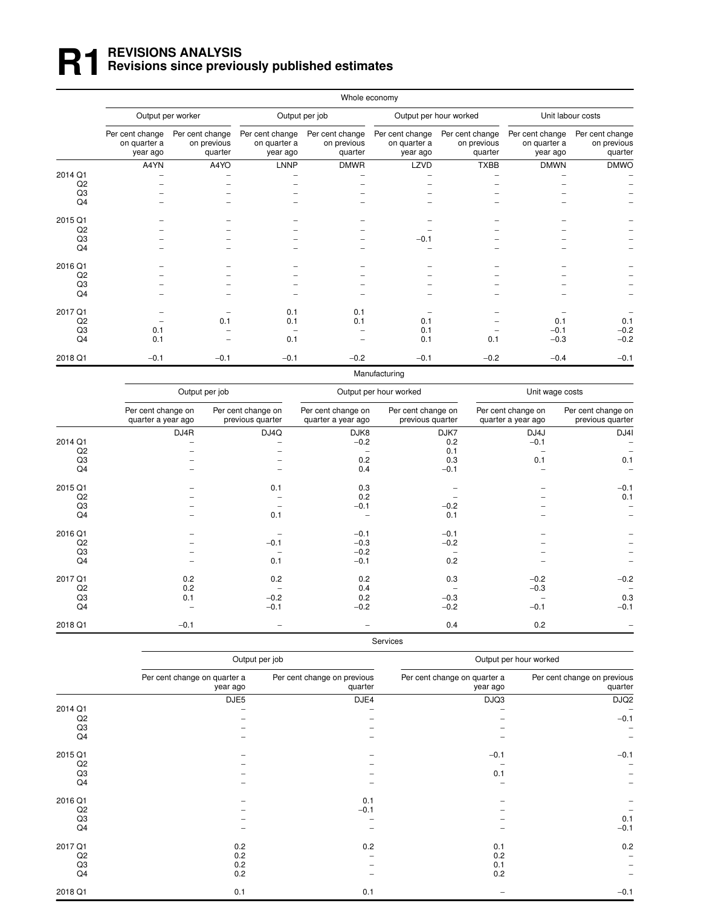# R1 REVISIONS ANALYSIS
## Revisions since previously published estimates

| | Whole economy | | | | | | | |
|---|---|---|---|---|---|---|---|---|
| | Output per worker | | Output per job | | Output per hour worked | | Unit labour costs | |
| | Per cent change on quarter a year ago | Per cent change on previous quarter | Per cent change on quarter a year ago | Per cent change on previous quarter | Per cent change on quarter a year ago | Per cent change on previous quarter | Per cent change on quarter a year ago | Per cent change on previous quarter |
| | A4YN | A4YO | LNNP | DMWR | LZVD | TXBB | DMWN | DMWO |
| 2014 Q1 | – | – | – | – | – | – | – | – |
| Q2 | – | – | – | – | – | – | – | – |
| Q3 | – | – | – | – | – | – | – | – |
| Q4 | – | – | – | – | – | – | – | – |
| 2015 Q1 | – | – | – | – | – | – | – | – |
| Q2 | – | – | – | – | – | – | – | – |
| Q3 | – | – | – | – | –0.1 | – | – | – |
| Q4 | – | – | – | – | – | – | – | – |
| 2016 Q1 | – | – | – | – | – | – | – | – |
| Q2 | – | – | – | – | – | – | – | – |
| Q3 | – | – | – | – | – | – | – | – |
| Q4 | – | – | – | – | – | – | – | – |
| 2017 Q1 | – | – | 0.1 | 0.1 | – | – | – | – |
| Q2 | – | 0.1 | 0.1 | 0.1 | 0.1 | – | 0.1 | 0.1 |
| Q3 | 0.1 | – | – | – | 0.1 | – | –0.1 | –0.2 |
| Q4 | 0.1 | – | 0.1 | – | 0.1 | 0.1 | –0.3 | –0.2 |
| 2018 Q1 | –0.1 | –0.1 | –0.1 | –0.2 | –0.1 | –0.2 | –0.4 | –0.1 |

| | Manufacturing | | | | | |
|---|---|---|---|---|---|---|
| | Output per job | | Output per hour worked | | Unit wage costs | |
| | Per cent change on quarter a year ago | Per cent change on previous quarter | Per cent change on quarter a year ago | Per cent change on previous quarter | Per cent change on quarter a year ago | Per cent change on previous quarter |
| | DJ4R | DJ4Q | DJK8 | DJK7 | DJ4J | DJ4I |
| 2014 Q1 | – | – | –0.2 | 0.2 | –0.1 | – |
| Q2 | – | – | – | 0.1 | – | – |
| Q3 | – | – | 0.2 | 0.3 | 0.1 | 0.1 |
| Q4 | – | – | 0.4 | –0.1 | – | – |
| 2015 Q1 | – | 0.1 | 0.3 | – | – | –0.1 |
| Q2 | – | – | 0.2 | – | – | 0.1 |
| Q3 | – | – | –0.1 | –0.2 | – | – |
| Q4 | – | 0.1 | – | 0.1 | – | – |
| 2016 Q1 | – | – | –0.1 | –0.1 | – | – |
| Q2 | – | –0.1 | –0.3 | –0.2 | – | – |
| Q3 | – | – | –0.2 | – | – | – |
| Q4 | – | 0.1 | –0.1 | 0.2 | – | – |
| 2017 Q1 | 0.2 | 0.2 | 0.2 | 0.3 | –0.2 | –0.2 |
| Q2 | 0.2 | – | 0.4 | – | –0.3 | – |
| Q3 | 0.1 | –0.2 | 0.2 | –0.3 | – | 0.3 |
| Q4 | – | –0.1 | –0.2 | –0.2 | –0.1 | –0.1 |
| 2018 Q1 | –0.1 | – | – | 0.4 | 0.2 | – |

| | Services | | | |
|---|---|---|---|---|
| | Output per job | | Output per hour worked | |
| | Per cent change on quarter a year ago | Per cent change on previous quarter | Per cent change on quarter a year ago | Per cent change on previous quarter |
| | DJE5 | DJE4 | DJQ3 | DJQ2 |
| 2014 Q1 | – | – | – | – |
| Q2 | – | – | – | –0.1 |
| Q3 | – | – | – | – |
| Q4 | – | – | – | – |
| 2015 Q1 | – | – | –0.1 | –0.1 |
| Q2 | – | – | – | – |
| Q3 | – | – | 0.1 | – |
| Q4 | – | – | – | – |
| 2016 Q1 | – | 0.1 | – | – |
| Q2 | – | –0.1 | – | – |
| Q3 | – | – | – | 0.1 |
| Q4 | – | – | – | –0.1 |
| 2017 Q1 | 0.2 | 0.2 | 0.1 | 0.2 |
| Q2 | 0.2 | – | 0.2 | – |
| Q3 | 0.2 | – | 0.1 | – |
| Q4 | 0.2 | – | 0.2 | – |
| 2018 Q1 | 0.1 | 0.1 | – | –0.1 |